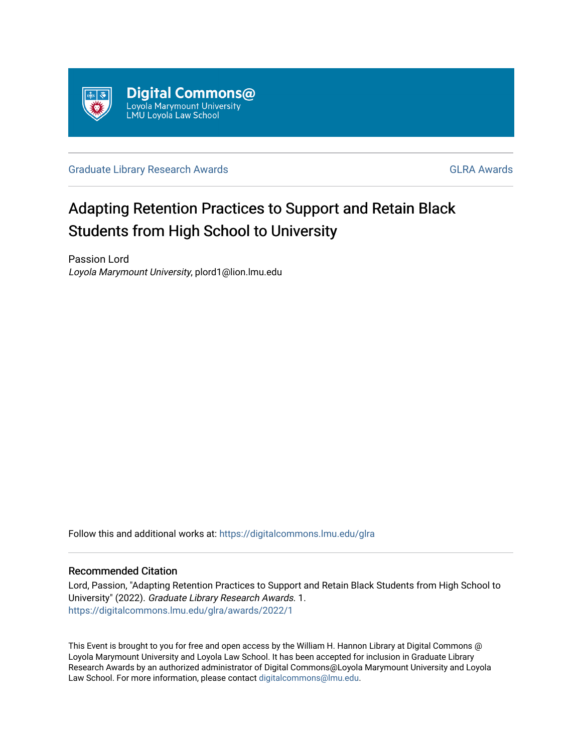Digital Commons@
Loyola Marymount University
LMU Loyola Law School

Graduate Library Research Awards | GLRA Awards

# Adapting Retention Practices to Support and Retain Black Students from High School to University

Passion Lord
*Loyola Marymount University*, plord1@lion.lmu.edu

Follow this and additional works at: https://digitalcommons.lmu.edu/glra

## Recommended Citation

Lord, Passion, "Adapting Retention Practices to Support and Retain Black Students from High School to University" (2022). *Graduate Library Research Awards*. 1.
https://digitalcommons.lmu.edu/glra/awards/2022/1

This Event is brought to you for free and open access by the William H. Hannon Library at Digital Commons @ Loyola Marymount University and Loyola Law School. It has been accepted for inclusion in Graduate Library Research Awards by an authorized administrator of Digital Commons@Loyola Marymount University and Loyola Law School. For more information, please contact digitalcommons@lmu.edu.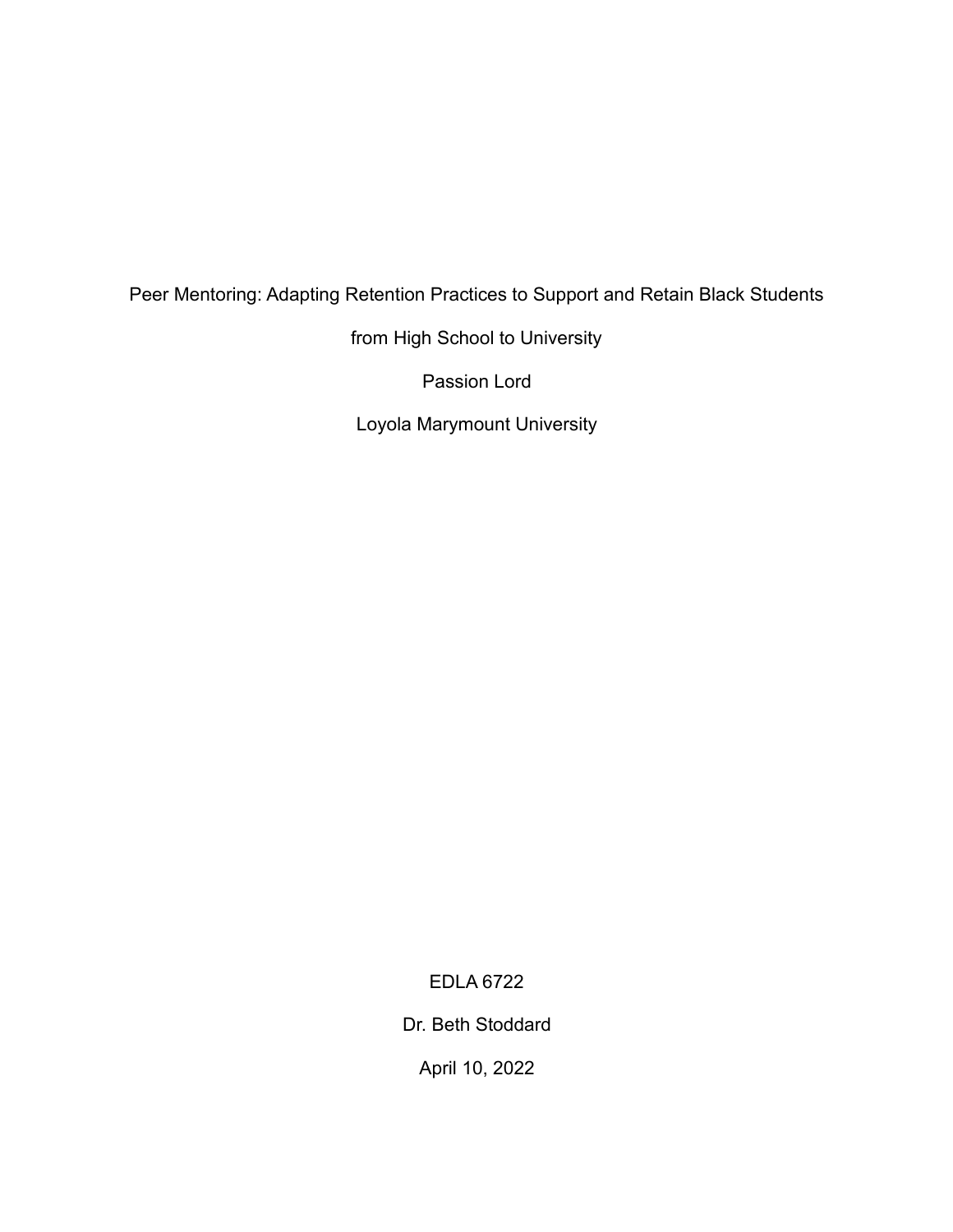Peer Mentoring: Adapting Retention Practices to Support and Retain Black Students from High School to University

Passion Lord

Loyola Marymount University

EDLA 6722

Dr. Beth Stoddard

April 10, 2022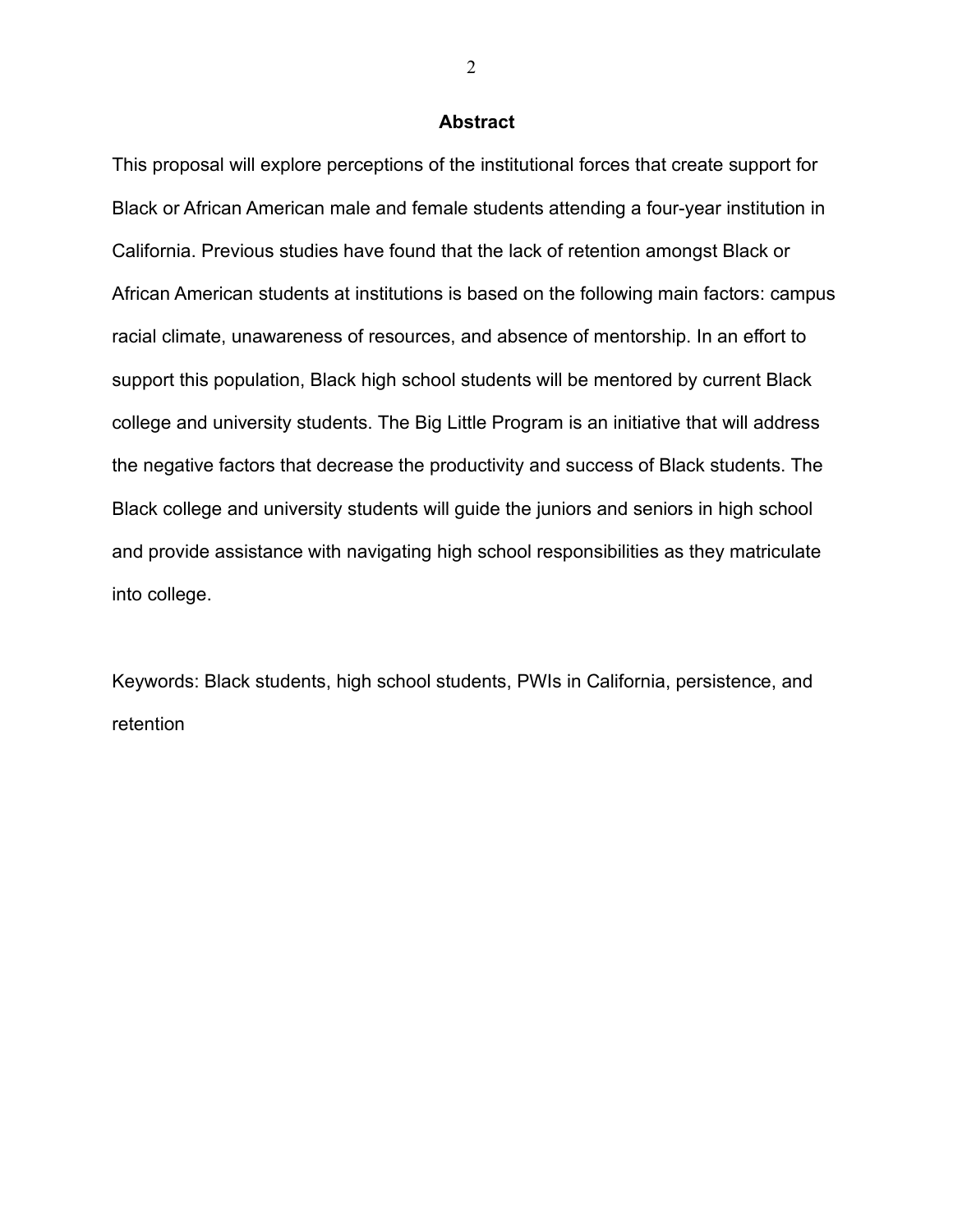## Abstract

This proposal will explore perceptions of the institutional forces that create support for Black or African American male and female students attending a four-year institution in California. Previous studies have found that the lack of retention amongst Black or African American students at institutions is based on the following main factors: campus racial climate, unawareness of resources, and absence of mentorship. In an effort to support this population, Black high school students will be mentored by current Black college and university students. The Big Little Program is an initiative that will address the negative factors that decrease the productivity and success of Black students. The Black college and university students will guide the juniors and seniors in high school and provide assistance with navigating high school responsibilities as they matriculate into college.

Keywords: Black students, high school students, PWIs in California, persistence, and retention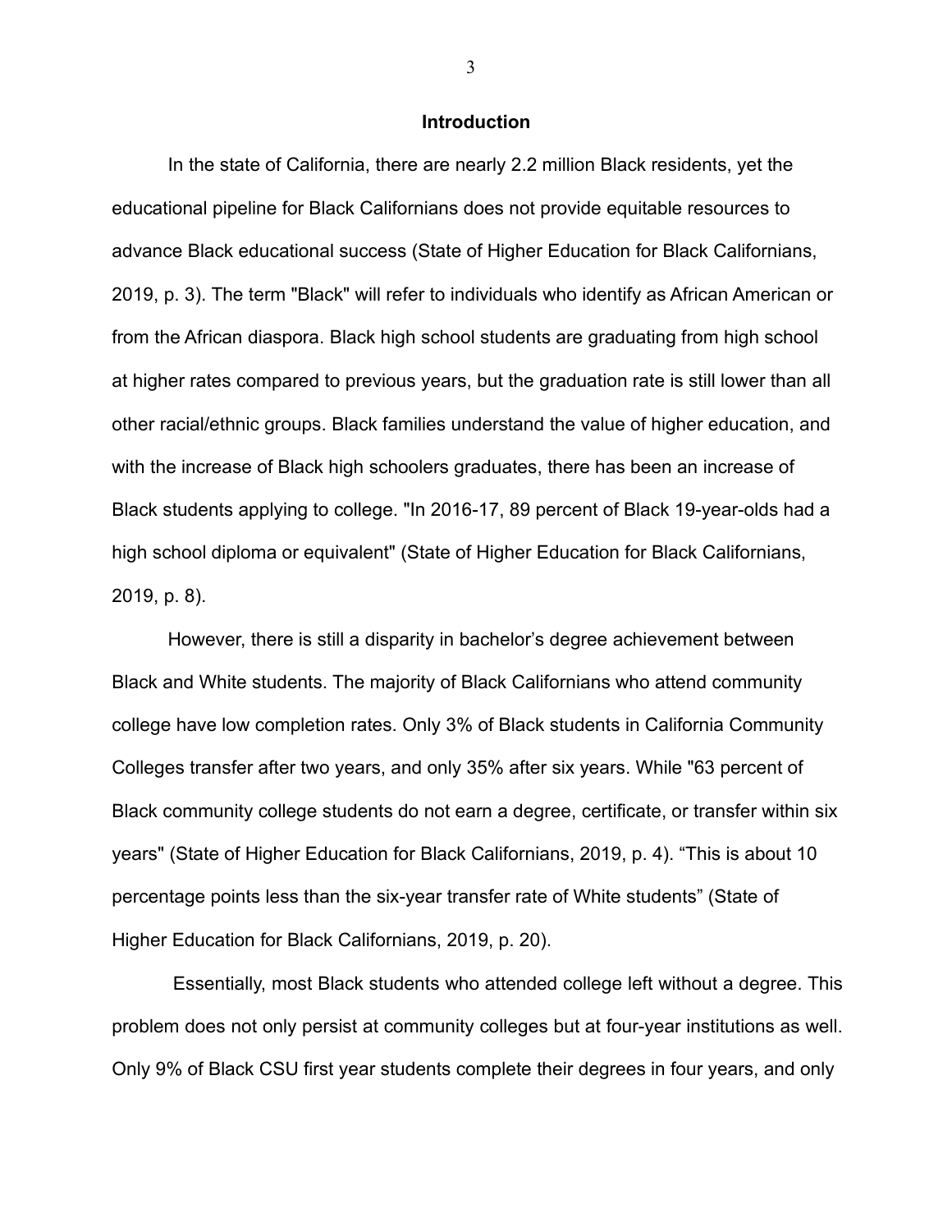## Introduction

In the state of California, there are nearly 2.2 million Black residents, yet the educational pipeline for Black Californians does not provide equitable resources to advance Black educational success (State of Higher Education for Black Californians, 2019, p. 3). The term "Black" will refer to individuals who identify as African American or from the African diaspora. Black high school students are graduating from high school at higher rates compared to previous years, but the graduation rate is still lower than all other racial/ethnic groups. Black families understand the value of higher education, and with the increase of Black high schoolers graduates, there has been an increase of Black students applying to college. "In 2016-17, 89 percent of Black 19-year-olds had a high school diploma or equivalent" (State of Higher Education for Black Californians, 2019, p. 8).

However, there is still a disparity in bachelor's degree achievement between Black and White students. The majority of Black Californians who attend community college have low completion rates. Only 3% of Black students in California Community Colleges transfer after two years, and only 35% after six years. While "63 percent of Black community college students do not earn a degree, certificate, or transfer within six years" (State of Higher Education for Black Californians, 2019, p. 4). "This is about 10 percentage points less than the six-year transfer rate of White students" (State of Higher Education for Black Californians, 2019, p. 20).

Essentially, most Black students who attended college left without a degree. This problem does not only persist at community colleges but at four-year institutions as well. Only 9% of Black CSU first year students complete their degrees in four years, and only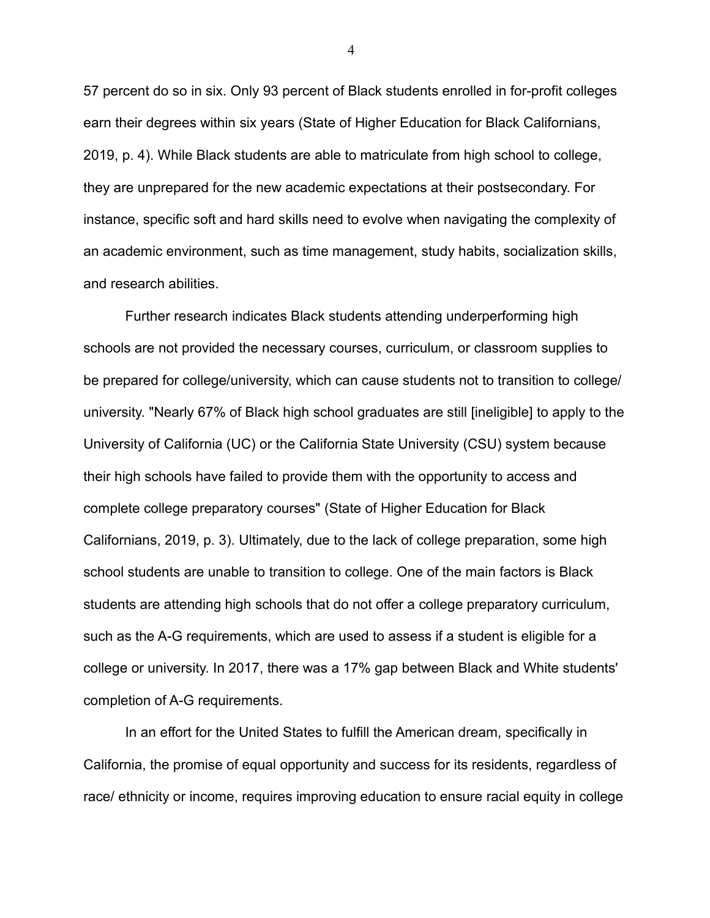57 percent do so in six. Only 93 percent of Black students enrolled in for-profit colleges earn their degrees within six years (State of Higher Education for Black Californians, 2019, p. 4). While Black students are able to matriculate from high school to college, they are unprepared for the new academic expectations at their postsecondary. For instance, specific soft and hard skills need to evolve when navigating the complexity of an academic environment, such as time management, study habits, socialization skills, and research abilities.

Further research indicates Black students attending underperforming high schools are not provided the necessary courses, curriculum, or classroom supplies to be prepared for college/university, which can cause students not to transition to college/ university. "Nearly 67% of Black high school graduates are still [ineligible] to apply to the University of California (UC) or the California State University (CSU) system because their high schools have failed to provide them with the opportunity to access and complete college preparatory courses" (State of Higher Education for Black Californians, 2019, p. 3). Ultimately, due to the lack of college preparation, some high school students are unable to transition to college. One of the main factors is Black students are attending high schools that do not offer a college preparatory curriculum, such as the A-G requirements, which are used to assess if a student is eligible for a college or university. In 2017, there was a 17% gap between Black and White students' completion of A-G requirements.

In an effort for the United States to fulfill the American dream, specifically in California, the promise of equal opportunity and success for its residents, regardless of race/ ethnicity or income, requires improving education to ensure racial equity in college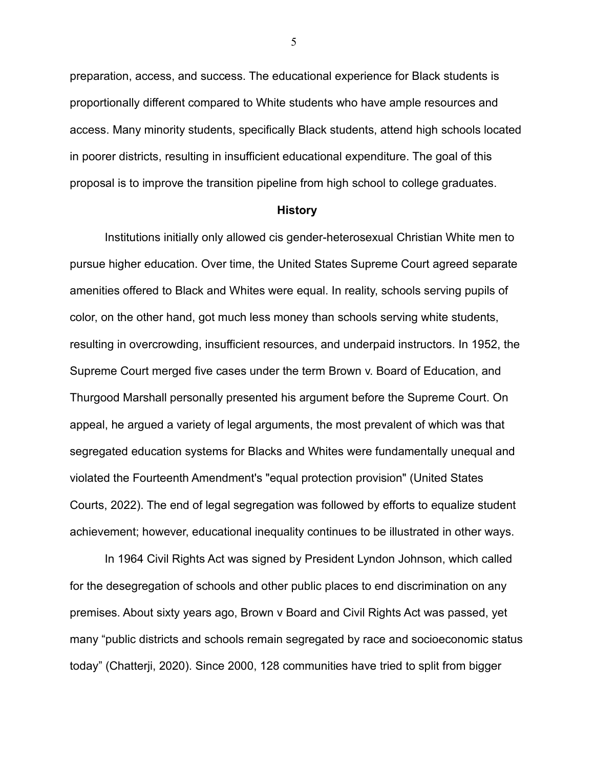preparation, access, and success. The educational experience for Black students is proportionally different compared to White students who have ample resources and access. Many minority students, specifically Black students, attend high schools located in poorer districts, resulting in insufficient educational expenditure. The goal of this proposal is to improve the transition pipeline from high school to college graduates.

## History

Institutions initially only allowed cis gender-heterosexual Christian White men to pursue higher education. Over time, the United States Supreme Court agreed separate amenities offered to Black and Whites were equal. In reality, schools serving pupils of color, on the other hand, got much less money than schools serving white students, resulting in overcrowding, insufficient resources, and underpaid instructors. In 1952, the Supreme Court merged five cases under the term Brown v. Board of Education, and Thurgood Marshall personally presented his argument before the Supreme Court. On appeal, he argued a variety of legal arguments, the most prevalent of which was that segregated education systems for Blacks and Whites were fundamentally unequal and violated the Fourteenth Amendment's "equal protection provision" (United States Courts, 2022). The end of legal segregation was followed by efforts to equalize student achievement; however, educational inequality continues to be illustrated in other ways.

In 1964 Civil Rights Act was signed by President Lyndon Johnson, which called for the desegregation of schools and other public places to end discrimination on any premises. About sixty years ago, Brown v Board and Civil Rights Act was passed, yet many “public districts and schools remain segregated by race and socioeconomic status today” (Chatterji, 2020). Since 2000, 128 communities have tried to split from bigger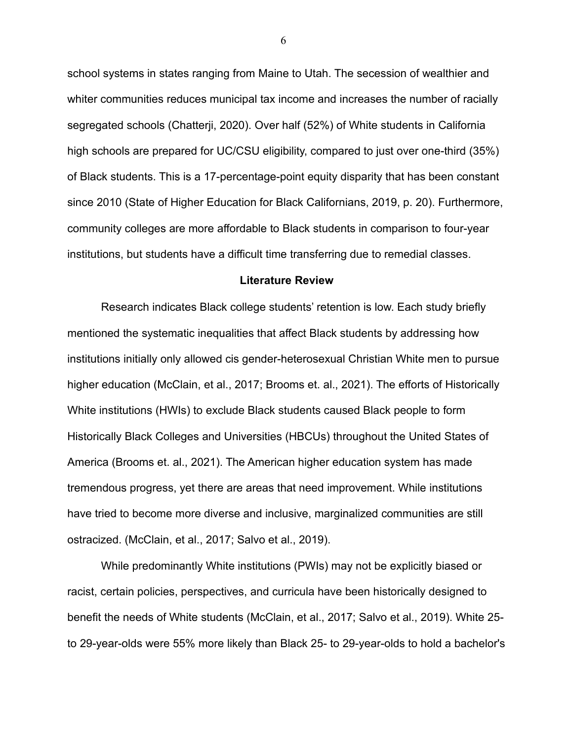school systems in states ranging from Maine to Utah. The secession of wealthier and whiter communities reduces municipal tax income and increases the number of racially segregated schools (Chatterji, 2020). Over half (52%) of White students in California high schools are prepared for UC/CSU eligibility, compared to just over one-third (35%) of Black students. This is a 17-percentage-point equity disparity that has been constant since 2010 (State of Higher Education for Black Californians, 2019, p. 20). Furthermore, community colleges are more affordable to Black students in comparison to four-year institutions, but students have a difficult time transferring due to remedial classes.

## Literature Review

Research indicates Black college students' retention is low. Each study briefly mentioned the systematic inequalities that affect Black students by addressing how institutions initially only allowed cis gender-heterosexual Christian White men to pursue higher education (McClain, et al., 2017; Brooms et. al., 2021). The efforts of Historically White institutions (HWIs) to exclude Black students caused Black people to form Historically Black Colleges and Universities (HBCUs) throughout the United States of America (Brooms et. al., 2021). The American higher education system has made tremendous progress, yet there are areas that need improvement. While institutions have tried to become more diverse and inclusive, marginalized communities are still ostracized. (McClain, et al., 2017; Salvo et al., 2019).

While predominantly White institutions (PWIs) may not be explicitly biased or racist, certain policies, perspectives, and curricula have been historically designed to benefit the needs of White students (McClain, et al., 2017; Salvo et al., 2019). White 25- to 29-year-olds were 55% more likely than Black 25- to 29-year-olds to hold a bachelor's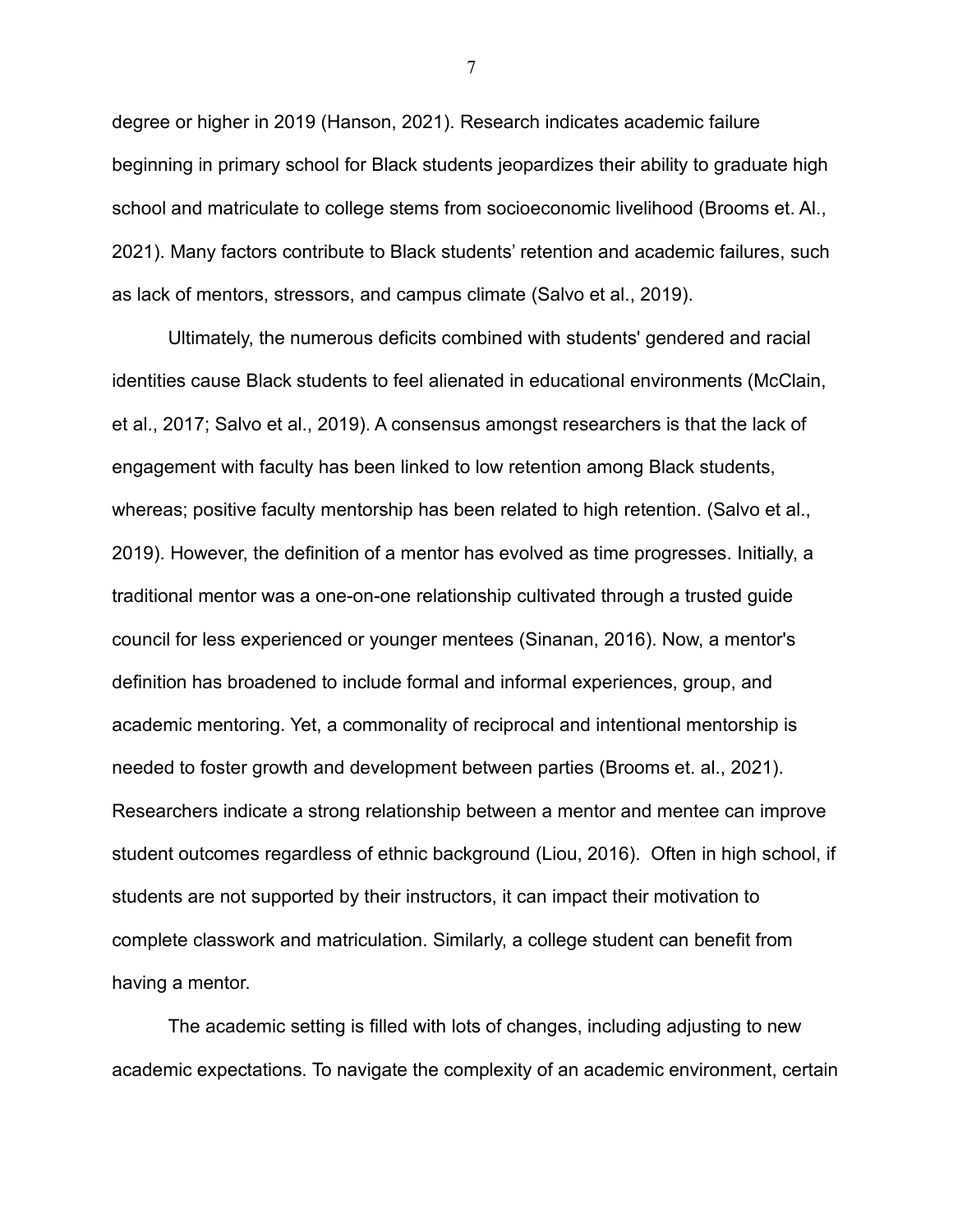degree or higher in 2019 (Hanson, 2021). Research indicates academic failure beginning in primary school for Black students jeopardizes their ability to graduate high school and matriculate to college stems from socioeconomic livelihood (Brooms et. Al., 2021). Many factors contribute to Black students' retention and academic failures, such as lack of mentors, stressors, and campus climate (Salvo et al., 2019).

Ultimately, the numerous deficits combined with students' gendered and racial identities cause Black students to feel alienated in educational environments (McClain, et al., 2017; Salvo et al., 2019). A consensus amongst researchers is that the lack of engagement with faculty has been linked to low retention among Black students, whereas; positive faculty mentorship has been related to high retention. (Salvo et al., 2019). However, the definition of a mentor has evolved as time progresses. Initially, a traditional mentor was a one-on-one relationship cultivated through a trusted guide council for less experienced or younger mentees (Sinanan, 2016). Now, a mentor's definition has broadened to include formal and informal experiences, group, and academic mentoring. Yet, a commonality of reciprocal and intentional mentorship is needed to foster growth and development between parties (Brooms et. al., 2021). Researchers indicate a strong relationship between a mentor and mentee can improve student outcomes regardless of ethnic background (Liou, 2016). Often in high school, if students are not supported by their instructors, it can impact their motivation to complete classwork and matriculation. Similarly, a college student can benefit from having a mentor.

The academic setting is filled with lots of changes, including adjusting to new academic expectations. To navigate the complexity of an academic environment, certain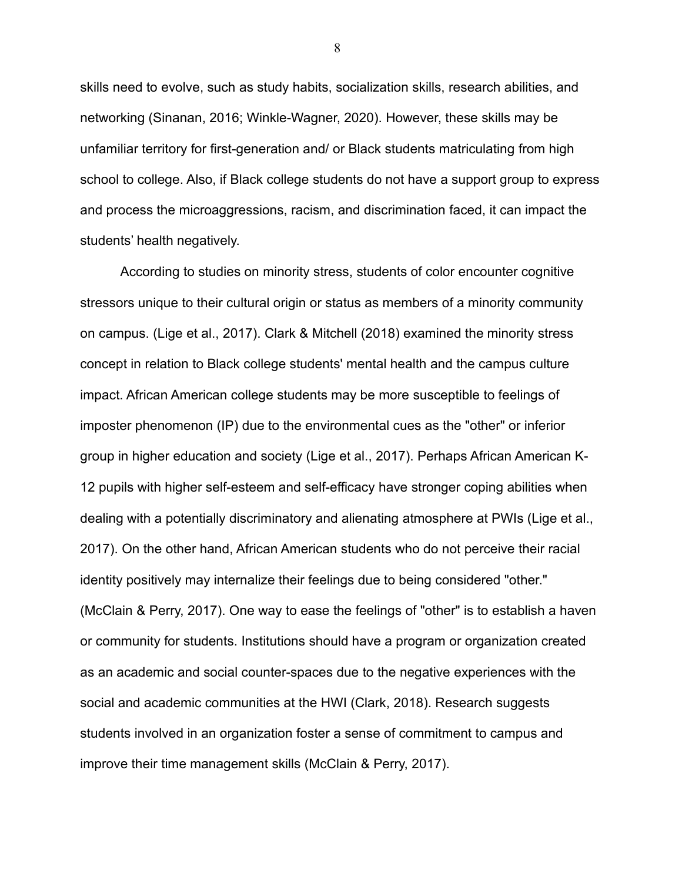skills need to evolve, such as study habits, socialization skills, research abilities, and networking (Sinanan, 2016; Winkle-Wagner, 2020). However, these skills may be unfamiliar territory for first-generation and/ or Black students matriculating from high school to college. Also, if Black college students do not have a support group to express and process the microaggressions, racism, and discrimination faced, it can impact the students' health negatively.

According to studies on minority stress, students of color encounter cognitive stressors unique to their cultural origin or status as members of a minority community on campus. (Lige et al., 2017). Clark & Mitchell (2018) examined the minority stress concept in relation to Black college students' mental health and the campus culture impact. African American college students may be more susceptible to feelings of imposter phenomenon (IP) due to the environmental cues as the "other" or inferior group in higher education and society (Lige et al., 2017). Perhaps African American K-12 pupils with higher self-esteem and self-efficacy have stronger coping abilities when dealing with a potentially discriminatory and alienating atmosphere at PWIs (Lige et al., 2017). On the other hand, African American students who do not perceive their racial identity positively may internalize their feelings due to being considered "other." (McClain & Perry, 2017). One way to ease the feelings of "other" is to establish a haven or community for students. Institutions should have a program or organization created as an academic and social counter-spaces due to the negative experiences with the social and academic communities at the HWI (Clark, 2018). Research suggests students involved in an organization foster a sense of commitment to campus and improve their time management skills (McClain & Perry, 2017).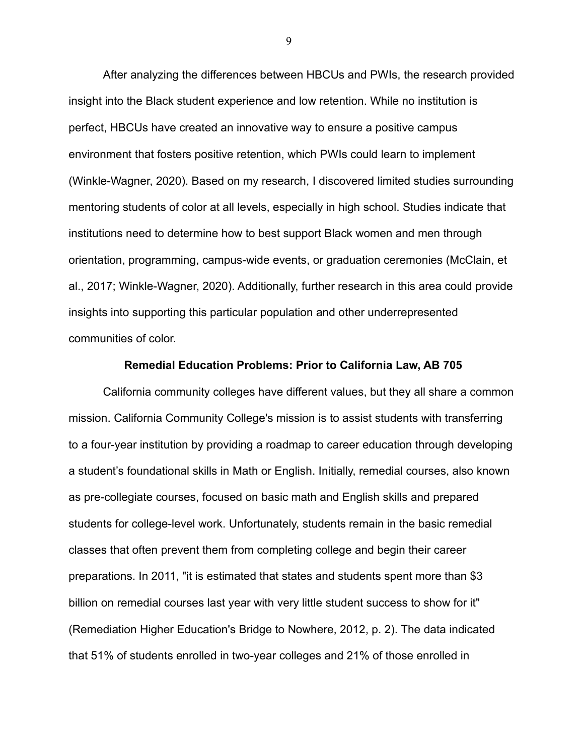After analyzing the differences between HBCUs and PWIs, the research provided insight into the Black student experience and low retention. While no institution is perfect, HBCUs have created an innovative way to ensure a positive campus environment that fosters positive retention, which PWIs could learn to implement (Winkle-Wagner, 2020). Based on my research, I discovered limited studies surrounding mentoring students of color at all levels, especially in high school. Studies indicate that institutions need to determine how to best support Black women and men through orientation, programming, campus-wide events, or graduation ceremonies (McClain, et al., 2017; Winkle-Wagner, 2020). Additionally, further research in this area could provide insights into supporting this particular population and other underrepresented communities of color.

## Remedial Education Problems: Prior to California Law, AB 705

California community colleges have different values, but they all share a common mission. California Community College's mission is to assist students with transferring to a four-year institution by providing a roadmap to career education through developing a student's foundational skills in Math or English. Initially, remedial courses, also known as pre-collegiate courses, focused on basic math and English skills and prepared students for college-level work. Unfortunately, students remain in the basic remedial classes that often prevent them from completing college and begin their career preparations. In 2011, "it is estimated that states and students spent more than $3 billion on remedial courses last year with very little student success to show for it" (Remediation Higher Education's Bridge to Nowhere, 2012, p. 2). The data indicated that 51% of students enrolled in two-year colleges and 21% of those enrolled in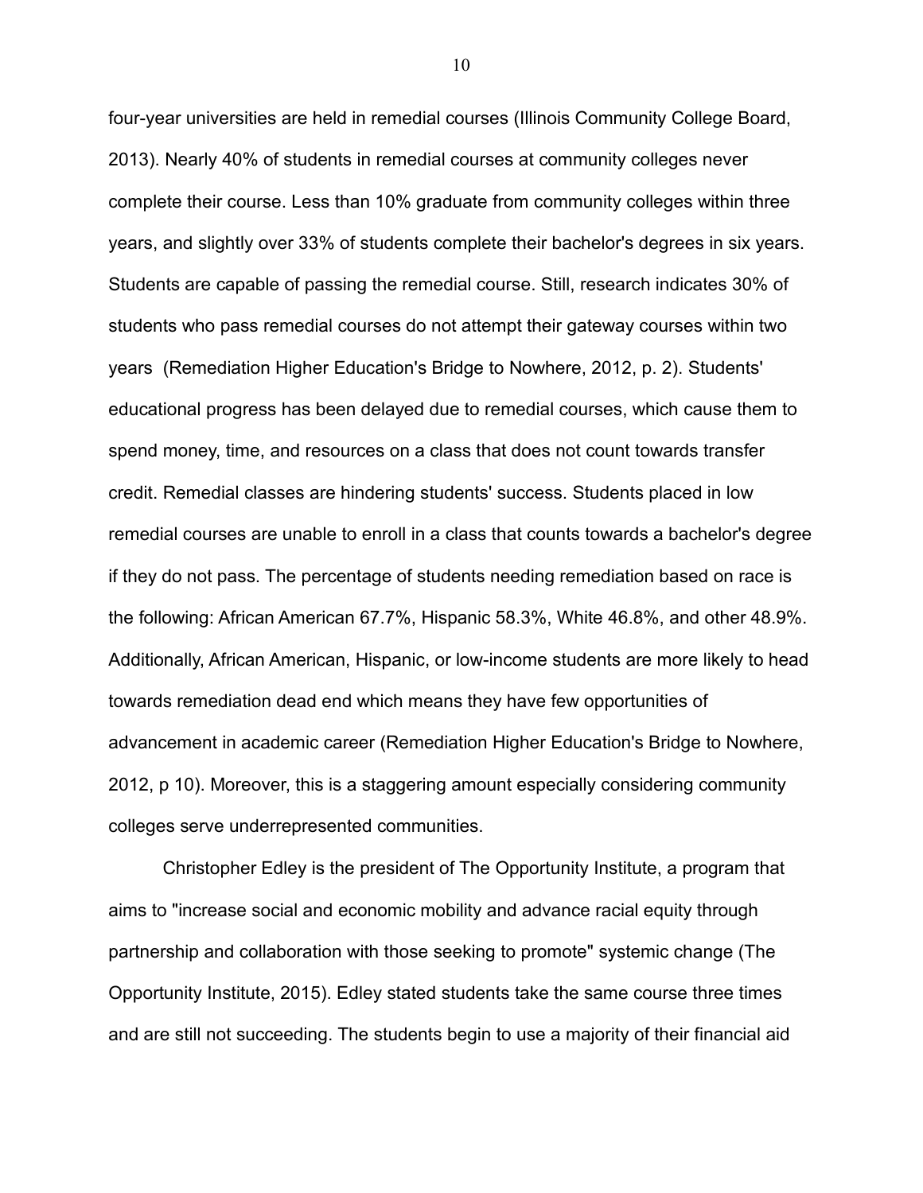four-year universities are held in remedial courses (Illinois Community College Board, 2013). Nearly 40% of students in remedial courses at community colleges never complete their course. Less than 10% graduate from community colleges within three years, and slightly over 33% of students complete their bachelor's degrees in six years. Students are capable of passing the remedial course. Still, research indicates 30% of students who pass remedial courses do not attempt their gateway courses within two years  (Remediation Higher Education's Bridge to Nowhere, 2012, p. 2). Students' educational progress has been delayed due to remedial courses, which cause them to spend money, time, and resources on a class that does not count towards transfer credit. Remedial classes are hindering students' success. Students placed in low remedial courses are unable to enroll in a class that counts towards a bachelor's degree if they do not pass. The percentage of students needing remediation based on race is the following: African American 67.7%, Hispanic 58.3%, White 46.8%, and other 48.9%. Additionally, African American, Hispanic, or low-income students are more likely to head towards remediation dead end which means they have few opportunities of advancement in academic career (Remediation Higher Education's Bridge to Nowhere, 2012, p 10). Moreover, this is a staggering amount especially considering community colleges serve underrepresented communities.

Christopher Edley is the president of The Opportunity Institute, a program that aims to "increase social and economic mobility and advance racial equity through partnership and collaboration with those seeking to promote" systemic change (The Opportunity Institute, 2015). Edley stated students take the same course three times and are still not succeeding. The students begin to use a majority of their financial aid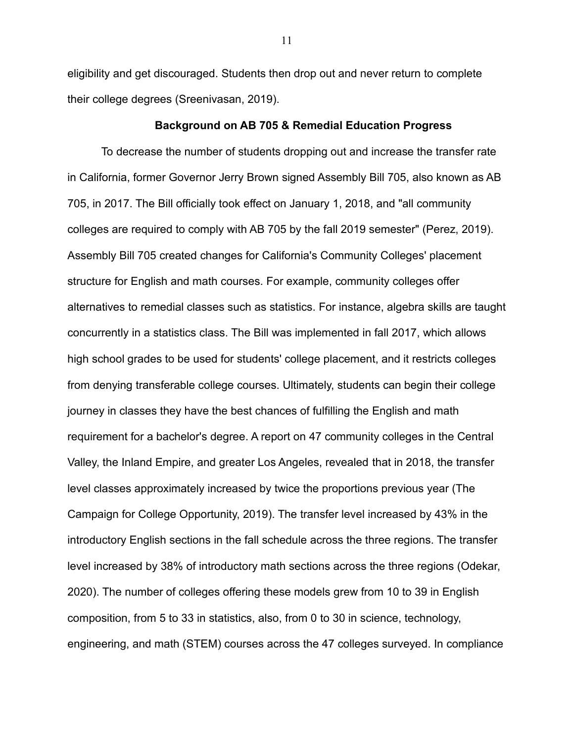eligibility and get discouraged. Students then drop out and never return to complete their college degrees (Sreenivasan, 2019).

## Background on AB 705 & Remedial Education Progress

To decrease the number of students dropping out and increase the transfer rate in California, former Governor Jerry Brown signed Assembly Bill 705, also known as AB 705, in 2017. The Bill officially took effect on January 1, 2018, and "all community colleges are required to comply with AB 705 by the fall 2019 semester" (Perez, 2019). Assembly Bill 705 created changes for California's Community Colleges' placement structure for English and math courses. For example, community colleges offer alternatives to remedial classes such as statistics. For instance, algebra skills are taught concurrently in a statistics class. The Bill was implemented in fall 2017, which allows high school grades to be used for students' college placement, and it restricts colleges from denying transferable college courses. Ultimately, students can begin their college journey in classes they have the best chances of fulfilling the English and math requirement for a bachelor's degree. A report on 47 community colleges in the Central Valley, the Inland Empire, and greater Los Angeles, revealed that in 2018, the transfer level classes approximately increased by twice the proportions previous year (The Campaign for College Opportunity, 2019). The transfer level increased by 43% in the introductory English sections in the fall schedule across the three regions. The transfer level increased by 38% of introductory math sections across the three regions (Odekar, 2020). The number of colleges offering these models grew from 10 to 39 in English composition, from 5 to 33 in statistics, also, from 0 to 30 in science, technology, engineering, and math (STEM) courses across the 47 colleges surveyed. In compliance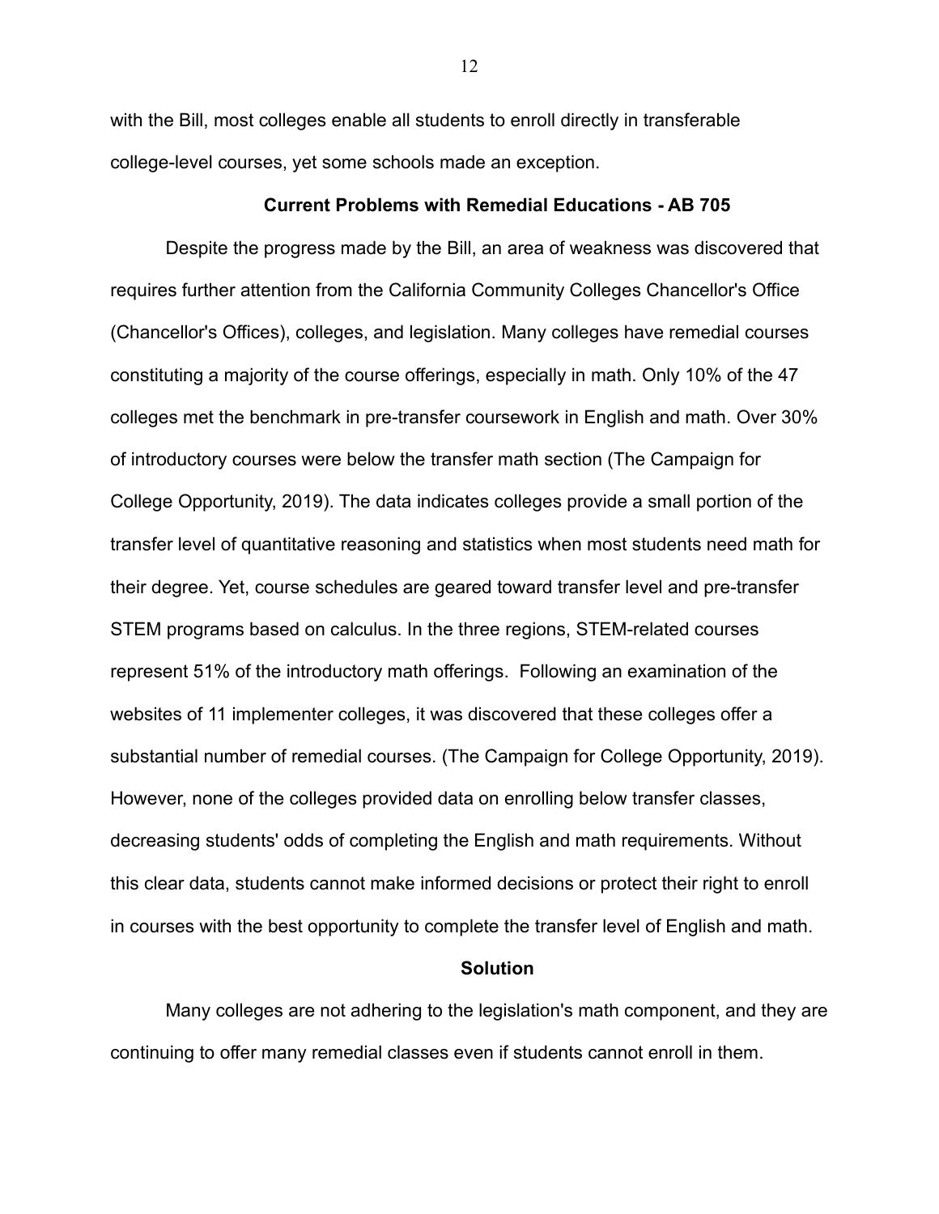with the Bill, most colleges enable all students to enroll directly in transferable college-level courses, yet some schools made an exception.

## Current Problems with Remedial Educations - AB 705

Despite the progress made by the Bill, an area of weakness was discovered that requires further attention from the California Community Colleges Chancellor's Office (Chancellor's Offices), colleges, and legislation. Many colleges have remedial courses constituting a majority of the course offerings, especially in math. Only 10% of the 47 colleges met the benchmark in pre-transfer coursework in English and math. Over 30% of introductory courses were below the transfer math section (The Campaign for College Opportunity, 2019). The data indicates colleges provide a small portion of the transfer level of quantitative reasoning and statistics when most students need math for their degree. Yet, course schedules are geared toward transfer level and pre-transfer STEM programs based on calculus. In the three regions, STEM-related courses represent 51% of the introductory math offerings. Following an examination of the websites of 11 implementer colleges, it was discovered that these colleges offer a substantial number of remedial courses. (The Campaign for College Opportunity, 2019). However, none of the colleges provided data on enrolling below transfer classes, decreasing students' odds of completing the English and math requirements. Without this clear data, students cannot make informed decisions or protect their right to enroll in courses with the best opportunity to complete the transfer level of English and math.

## Solution

Many colleges are not adhering to the legislation's math component, and they are continuing to offer many remedial classes even if students cannot enroll in them.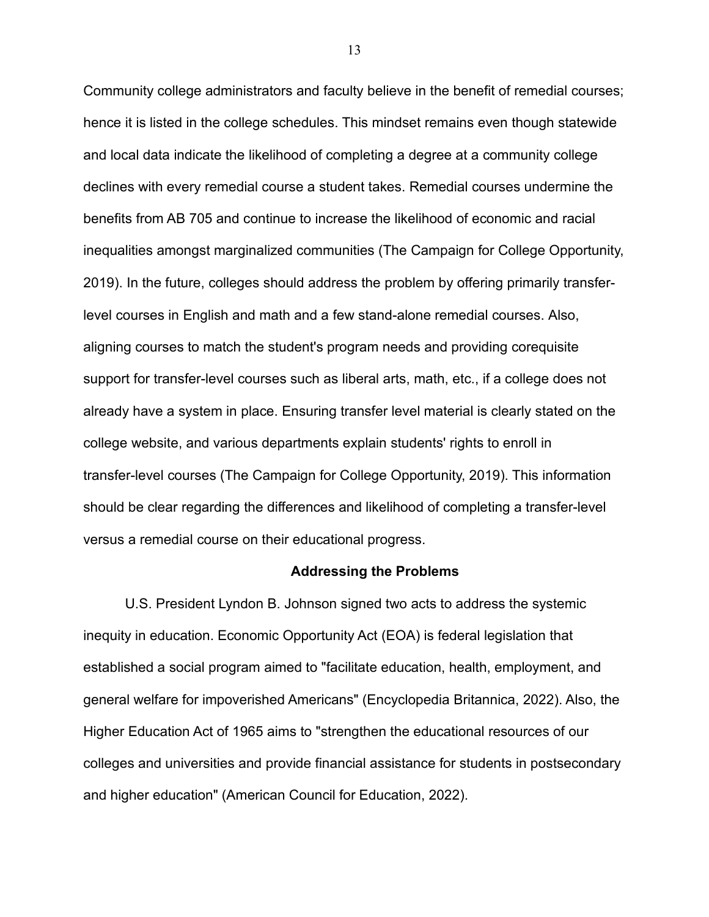Community college administrators and faculty believe in the benefit of remedial courses; hence it is listed in the college schedules. This mindset remains even though statewide and local data indicate the likelihood of completing a degree at a community college declines with every remedial course a student takes. Remedial courses undermine the benefits from AB 705 and continue to increase the likelihood of economic and racial inequalities amongst marginalized communities (The Campaign for College Opportunity, 2019). In the future, colleges should address the problem by offering primarily transfer-level courses in English and math and a few stand-alone remedial courses. Also, aligning courses to match the student's program needs and providing corequisite support for transfer-level courses such as liberal arts, math, etc., if a college does not already have a system in place. Ensuring transfer level material is clearly stated on the college website, and various departments explain students' rights to enroll in transfer-level courses (The Campaign for College Opportunity, 2019). This information should be clear regarding the differences and likelihood of completing a transfer-level versus a remedial course on their educational progress.

## Addressing the Problems

U.S. President Lyndon B. Johnson signed two acts to address the systemic inequity in education. Economic Opportunity Act (EOA) is federal legislation that established a social program aimed to "facilitate education, health, employment, and general welfare for impoverished Americans" (Encyclopedia Britannica, 2022). Also, the Higher Education Act of 1965 aims to "strengthen the educational resources of our colleges and universities and provide financial assistance for students in postsecondary and higher education" (American Council for Education, 2022).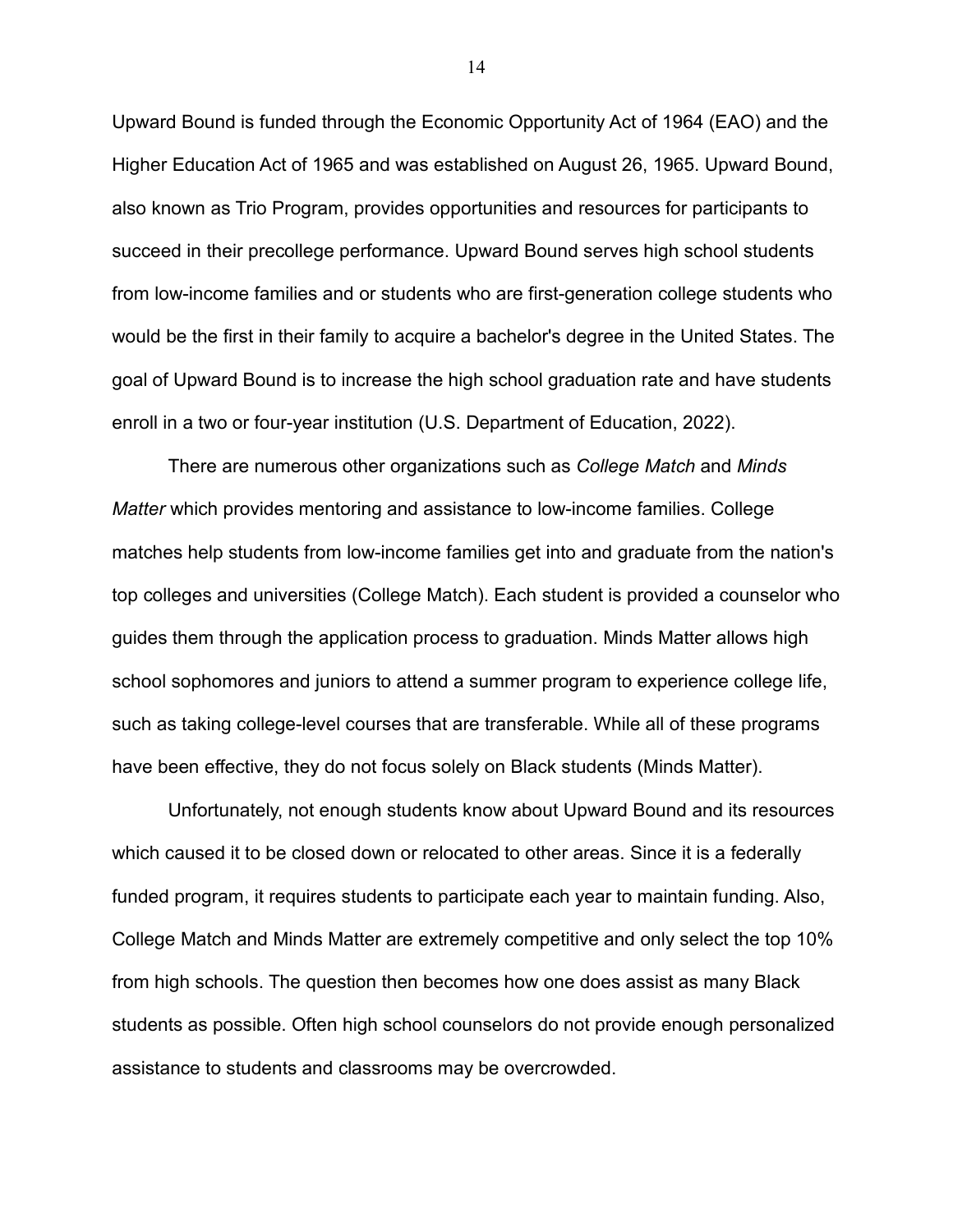Upward Bound is funded through the Economic Opportunity Act of 1964 (EAO) and the Higher Education Act of 1965 and was established on August 26, 1965. Upward Bound, also known as Trio Program, provides opportunities and resources for participants to succeed in their precollege performance. Upward Bound serves high school students from low-income families and or students who are first-generation college students who would be the first in their family to acquire a bachelor's degree in the United States. The goal of Upward Bound is to increase the high school graduation rate and have students enroll in a two or four-year institution (U.S. Department of Education, 2022).

There are numerous other organizations such as *College Match* and *Minds Matter* which provides mentoring and assistance to low-income families. College matches help students from low-income families get into and graduate from the nation's top colleges and universities (College Match). Each student is provided a counselor who guides them through the application process to graduation. Minds Matter allows high school sophomores and juniors to attend a summer program to experience college life, such as taking college-level courses that are transferable. While all of these programs have been effective, they do not focus solely on Black students (Minds Matter).

Unfortunately, not enough students know about Upward Bound and its resources which caused it to be closed down or relocated to other areas. Since it is a federally funded program, it requires students to participate each year to maintain funding. Also, College Match and Minds Matter are extremely competitive and only select the top 10% from high schools. The question then becomes how one does assist as many Black students as possible. Often high school counselors do not provide enough personalized assistance to students and classrooms may be overcrowded.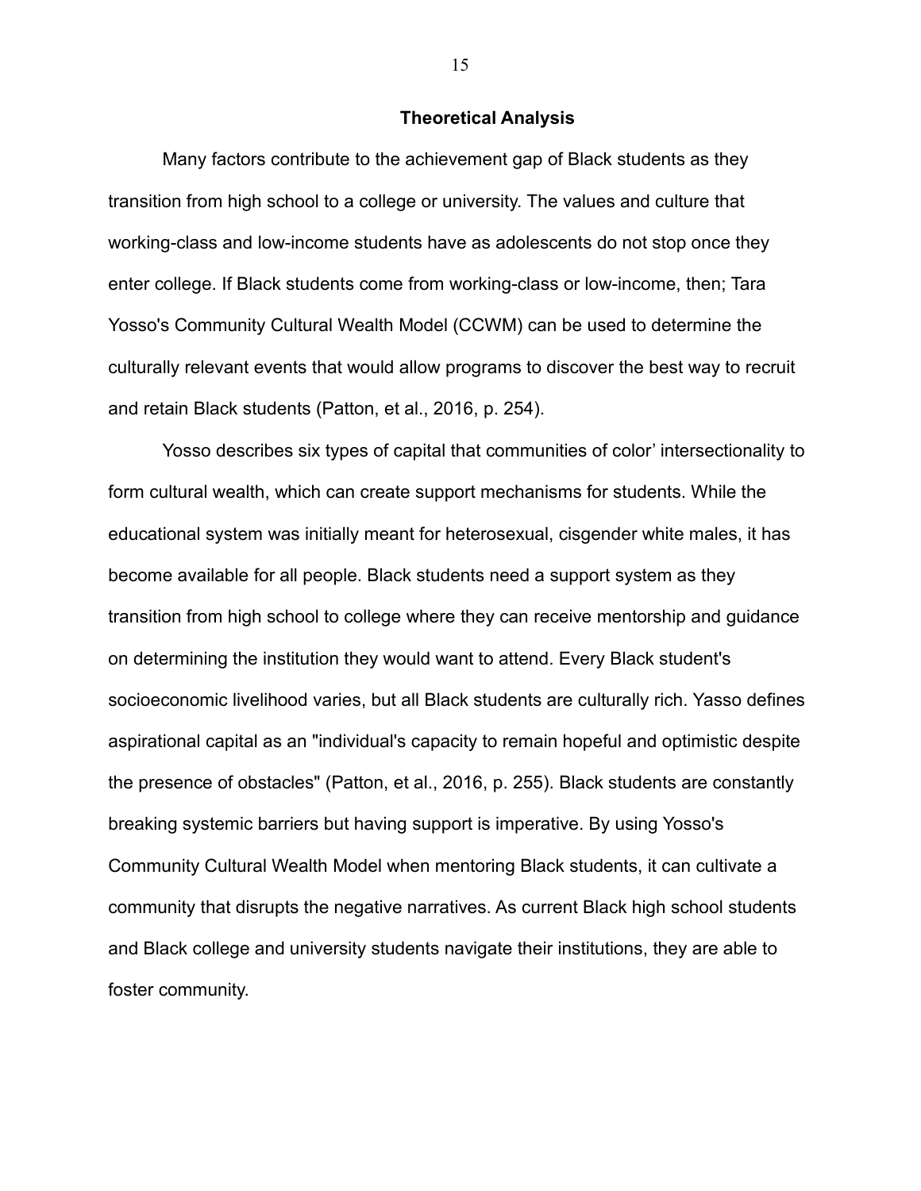## Theoretical Analysis

Many factors contribute to the achievement gap of Black students as they transition from high school to a college or university. The values and culture that working-class and low-income students have as adolescents do not stop once they enter college. If Black students come from working-class or low-income, then; Tara Yosso's Community Cultural Wealth Model (CCWM) can be used to determine the culturally relevant events that would allow programs to discover the best way to recruit and retain Black students (Patton, et al., 2016, p. 254).

Yosso describes six types of capital that communities of color' intersectionality to form cultural wealth, which can create support mechanisms for students. While the educational system was initially meant for heterosexual, cisgender white males, it has become available for all people. Black students need a support system as they transition from high school to college where they can receive mentorship and guidance on determining the institution they would want to attend. Every Black student's socioeconomic livelihood varies, but all Black students are culturally rich. Yasso defines aspirational capital as an "individual's capacity to remain hopeful and optimistic despite the presence of obstacles" (Patton, et al., 2016, p. 255). Black students are constantly breaking systemic barriers but having support is imperative. By using Yosso's Community Cultural Wealth Model when mentoring Black students, it can cultivate a community that disrupts the negative narratives. As current Black high school students and Black college and university students navigate their institutions, they are able to foster community.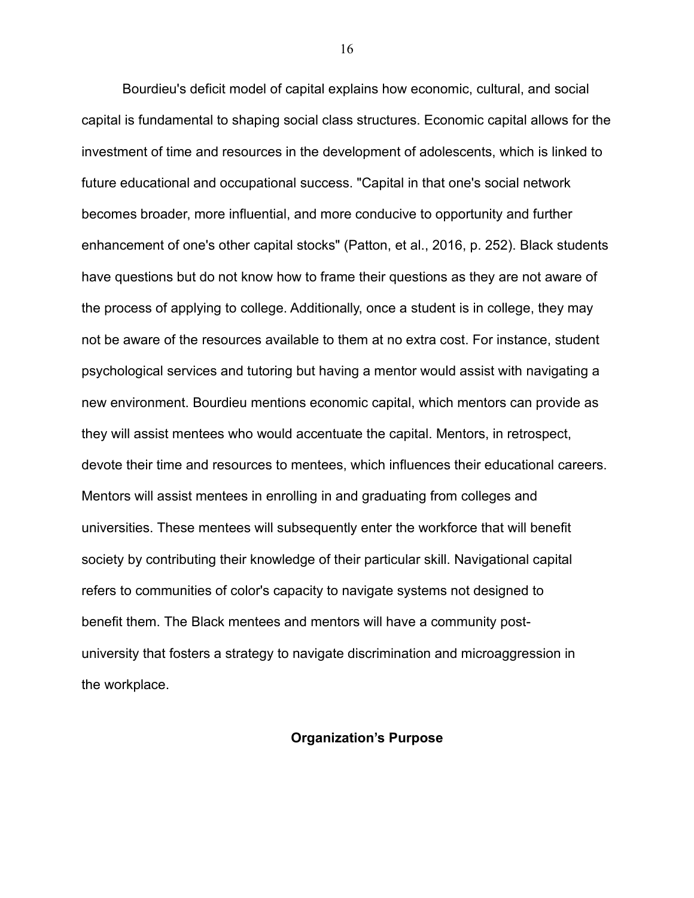Bourdieu's deficit model of capital explains how economic, cultural, and social capital is fundamental to shaping social class structures. Economic capital allows for the investment of time and resources in the development of adolescents, which is linked to future educational and occupational success. "Capital in that one's social network becomes broader, more influential, and more conducive to opportunity and further enhancement of one's other capital stocks" (Patton, et al., 2016, p. 252). Black students have questions but do not know how to frame their questions as they are not aware of the process of applying to college. Additionally, once a student is in college, they may not be aware of the resources available to them at no extra cost. For instance, student psychological services and tutoring but having a mentor would assist with navigating a new environment. Bourdieu mentions economic capital, which mentors can provide as they will assist mentees who would accentuate the capital. Mentors, in retrospect, devote their time and resources to mentees, which influences their educational careers. Mentors will assist mentees in enrolling in and graduating from colleges and universities. These mentees will subsequently enter the workforce that will benefit society by contributing their knowledge of their particular skill. Navigational capital refers to communities of color's capacity to navigate systems not designed to benefit them. The Black mentees and mentors will have a community post-university that fosters a strategy to navigate discrimination and microaggression in the workplace.

## Organization's Purpose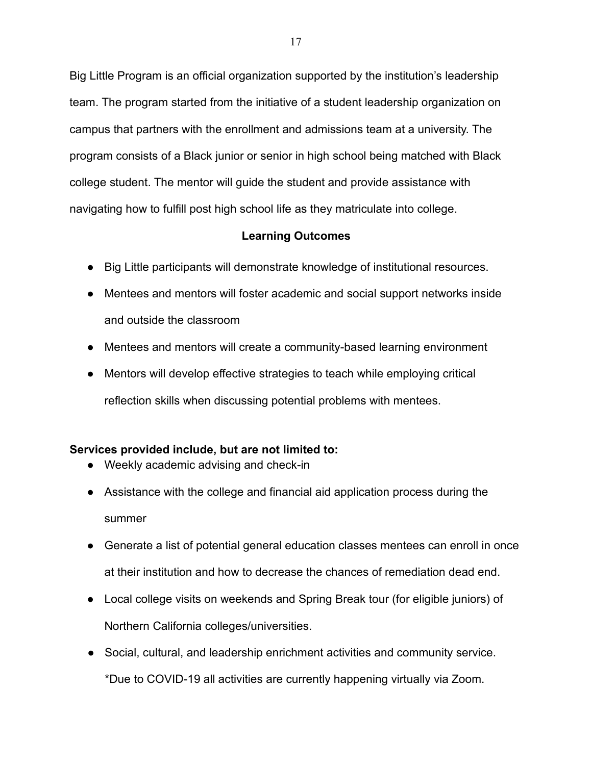Big Little Program is an official organization supported by the institution's leadership team. The program started from the initiative of a student leadership organization on campus that partners with the enrollment and admissions team at a university. The program consists of a Black junior or senior in high school being matched with Black college student. The mentor will guide the student and provide assistance with navigating how to fulfill post high school life as they matriculate into college.

### Learning Outcomes

- Big Little participants will demonstrate knowledge of institutional resources.
- Mentees and mentors will foster academic and social support networks inside and outside the classroom
- Mentees and mentors will create a community-based learning environment
- Mentors will develop effective strategies to teach while employing critical reflection skills when discussing potential problems with mentees.

**Services provided include, but are not limited to:**

- Weekly academic advising and check-in
- Assistance with the college and financial aid application process during the summer
- Generate a list of potential general education classes mentees can enroll in once at their institution and how to decrease the chances of remediation dead end.
- Local college visits on weekends and Spring Break tour (for eligible juniors) of Northern California colleges/universities.
- Social, cultural, and leadership enrichment activities and community service. *Due to COVID-19 all activities are currently happening virtually via Zoom.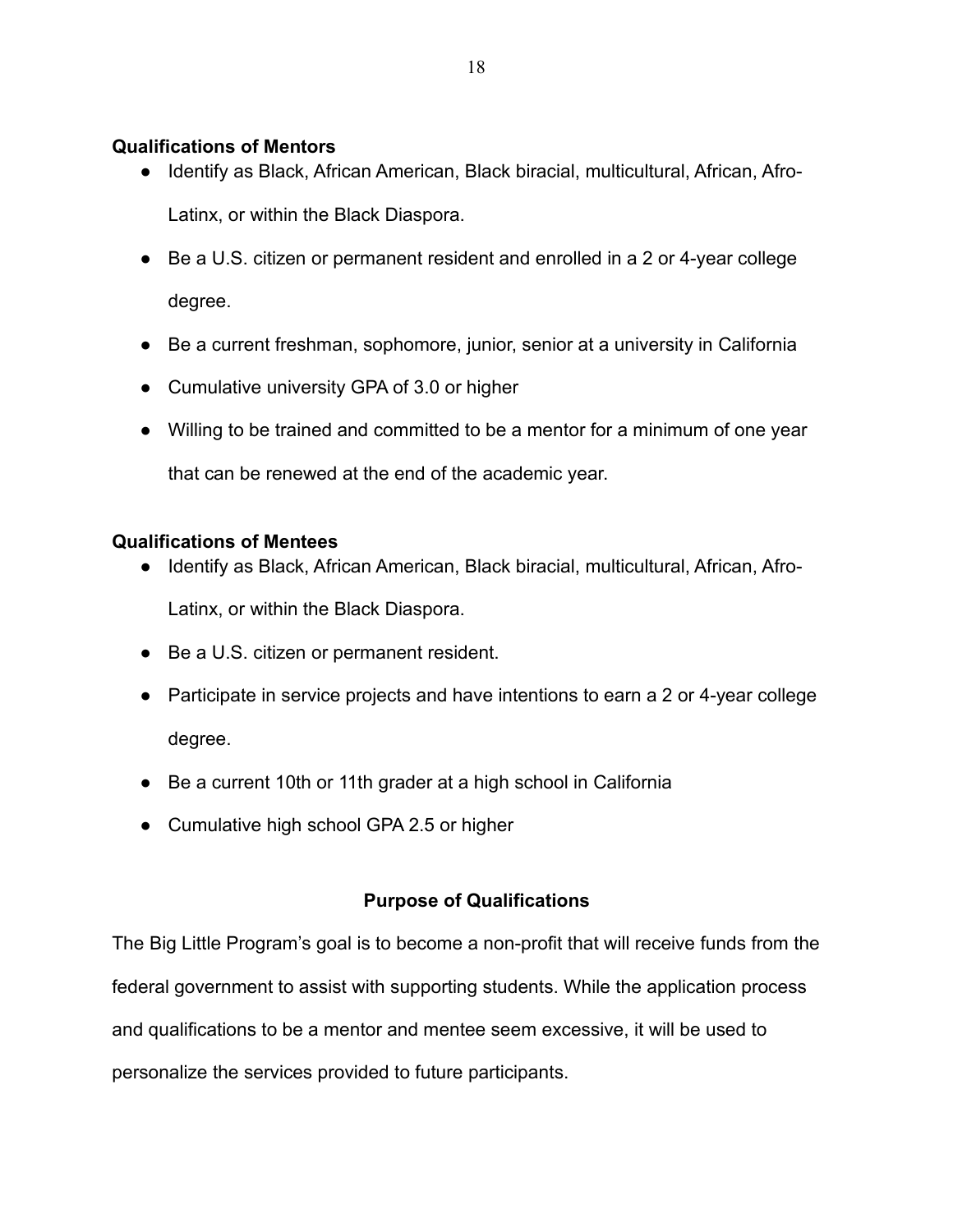**Qualifications of Mentors**

- Identify as Black, African American, Black biracial, multicultural, African, Afro-Latinx, or within the Black Diaspora.
- Be a U.S. citizen or permanent resident and enrolled in a 2 or 4-year college degree.
- Be a current freshman, sophomore, junior, senior at a university in California
- Cumulative university GPA of 3.0 or higher
- Willing to be trained and committed to be a mentor for a minimum of one year that can be renewed at the end of the academic year.

**Qualifications of Mentees**

- Identify as Black, African American, Black biracial, multicultural, African, Afro-Latinx, or within the Black Diaspora.
- Be a U.S. citizen or permanent resident.
- Participate in service projects and have intentions to earn a 2 or 4-year college degree.
- Be a current 10th or 11th grader at a high school in California
- Cumulative high school GPA 2.5 or higher

## Purpose of Qualifications

The Big Little Program's goal is to become a non-profit that will receive funds from the federal government to assist with supporting students. While the application process and qualifications to be a mentor and mentee seem excessive, it will be used to personalize the services provided to future participants.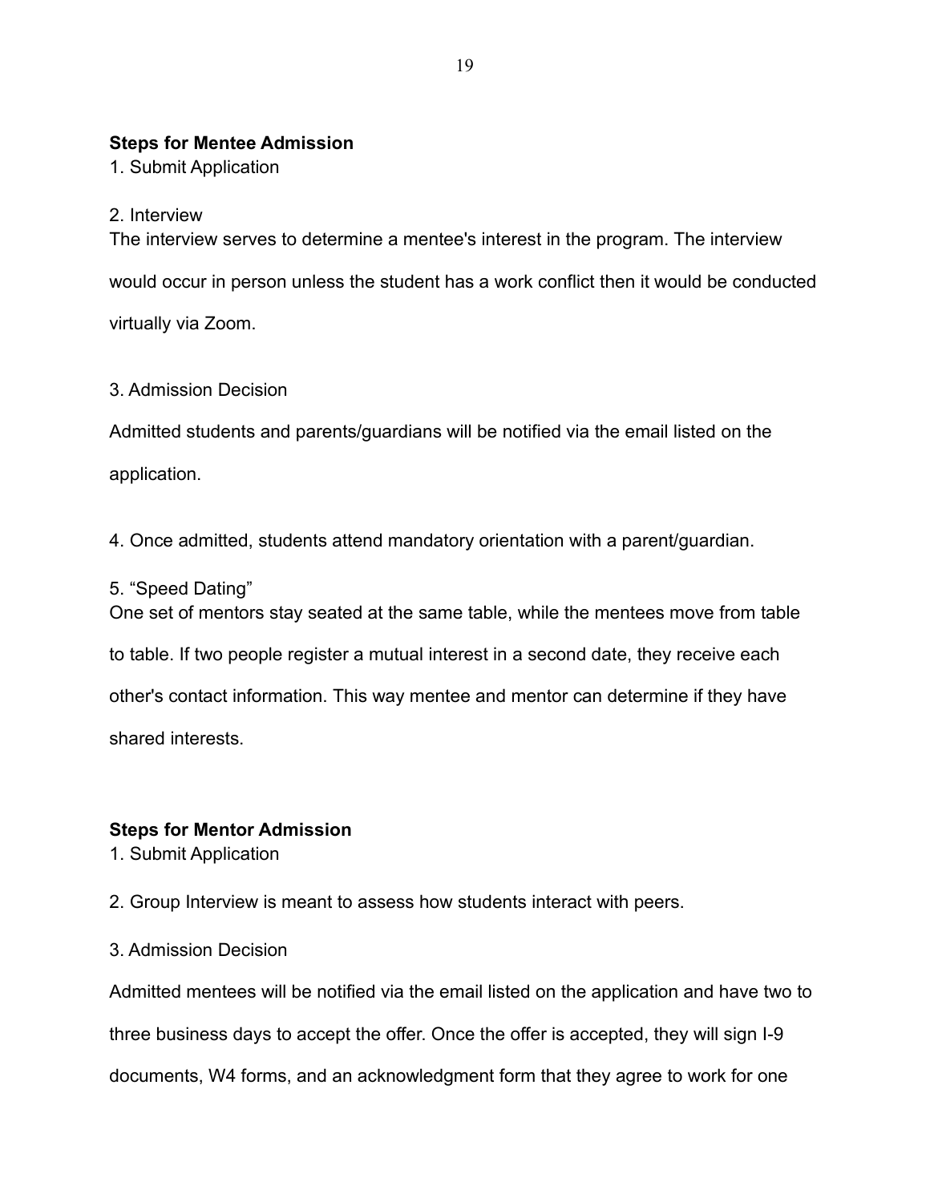**Steps for Mentee Admission**

1. Submit Application

2. Interview

The interview serves to determine a mentee's interest in the program. The interview would occur in person unless the student has a work conflict then it would be conducted virtually via Zoom.

3. Admission Decision

Admitted students and parents/guardians will be notified via the email listed on the application.

4. Once admitted, students attend mandatory orientation with a parent/guardian.

5. “Speed Dating”

One set of mentors stay seated at the same table, while the mentees move from table to table. If two people register a mutual interest in a second date, they receive each other's contact information. This way mentee and mentor can determine if they have shared interests.

**Steps for Mentor Admission**

1. Submit Application

2. Group Interview is meant to assess how students interact with peers.

3. Admission Decision

Admitted mentees will be notified via the email listed on the application and have two to three business days to accept the offer. Once the offer is accepted, they will sign I-9 documents, W4 forms, and an acknowledgment form that they agree to work for one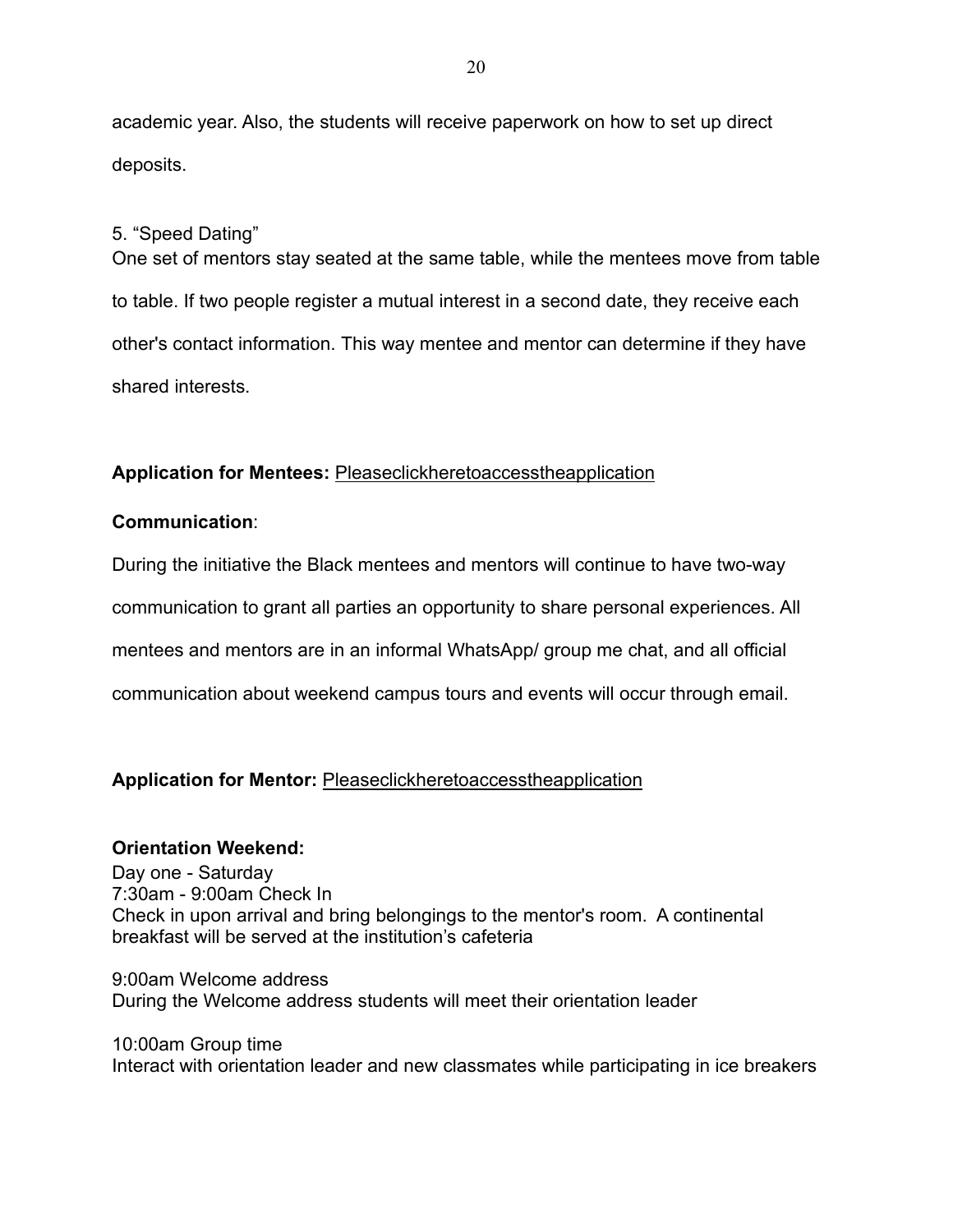academic year. Also, the students will receive paperwork on how to set up direct deposits.

5. "Speed Dating"
One set of mentors stay seated at the same table, while the mentees move from table to table. If two people register a mutual interest in a second date, they receive each other's contact information. This way mentee and mentor can determine if they have shared interests.

**Application for Mentees:** Pleaseclickheretoaccesstheapplication

**Communication**:

During the initiative the Black mentees and mentors will continue to have two-way communication to grant all parties an opportunity to share personal experiences. All mentees and mentors are in an informal WhatsApp/ group me chat, and all official communication about weekend campus tours and events will occur through email.

**Application for Mentor:** Pleaseclickheretoaccesstheapplication

**Orientation Weekend:**
Day one - Saturday
7:30am - 9:00am Check In
Check in upon arrival and bring belongings to the mentor's room. A continental breakfast will be served at the institution's cafeteria

9:00am Welcome address
During the Welcome address students will meet their orientation leader

10:00am Group time
Interact with orientation leader and new classmates while participating in ice breakers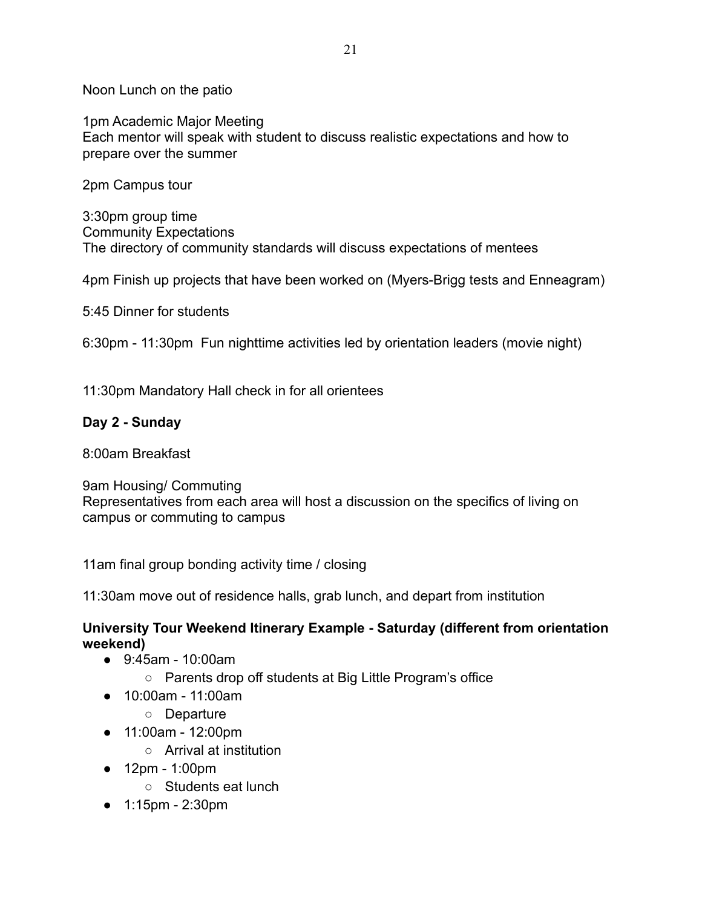Noon Lunch on the patio

1pm Academic Major Meeting
Each mentor will speak with student to discuss realistic expectations and how to prepare over the summer

2pm Campus tour

3:30pm group time
Community Expectations
The directory of community standards will discuss expectations of mentees

4pm Finish up projects that have been worked on (Myers-Brigg tests and Enneagram)

5:45 Dinner for students

6:30pm - 11:30pm Fun nighttime activities led by orientation leaders (movie night)

11:30pm Mandatory Hall check in for all orientees

**Day 2 - Sunday**

8:00am Breakfast

9am Housing/ Commuting
Representatives from each area will host a discussion on the specifics of living on campus or commuting to campus

11am final group bonding activity time / closing

11:30am move out of residence halls, grab lunch, and depart from institution

**University Tour Weekend Itinerary Example - Saturday (different from orientation weekend)**

- 9:45am - 10:00am
  - Parents drop off students at Big Little Program's office
- 10:00am - 11:00am
  - Departure
- 11:00am - 12:00pm
  - Arrival at institution
- 12pm - 1:00pm
  - Students eat lunch
- 1:15pm - 2:30pm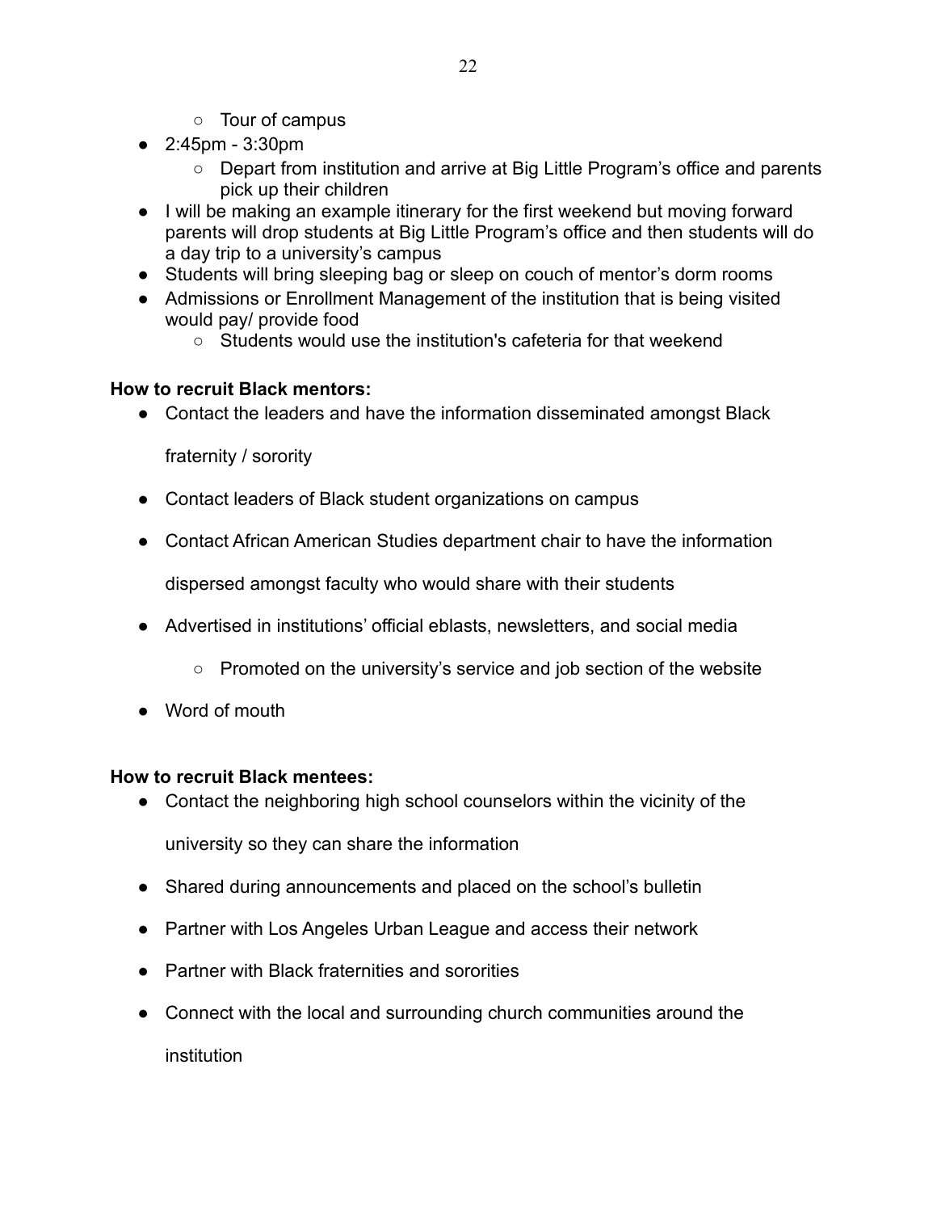- Tour of campus
- 2:45pm - 3:30pm
    - Depart from institution and arrive at Big Little Program's office and parents pick up their children
- I will be making an example itinerary for the first weekend but moving forward parents will drop students at Big Little Program's office and then students will do a day trip to a university's campus
- Students will bring sleeping bag or sleep on couch of mentor's dorm rooms
- Admissions or Enrollment Management of the institution that is being visited would pay/ provide food
    - Students would use the institution's cafeteria for that weekend

**How to recruit Black mentors:**

- Contact the leaders and have the information disseminated amongst Black fraternity / sorority
- Contact leaders of Black student organizations on campus
- Contact African American Studies department chair to have the information dispersed amongst faculty who would share with their students
- Advertised in institutions' official eblasts, newsletters, and social media
    - Promoted on the university's service and job section of the website
- Word of mouth

**How to recruit Black mentees:**

- Contact the neighboring high school counselors within the vicinity of the university so they can share the information
- Shared during announcements and placed on the school's bulletin
- Partner with Los Angeles Urban League and access their network
- Partner with Black fraternities and sororities
- Connect with the local and surrounding church communities around the institution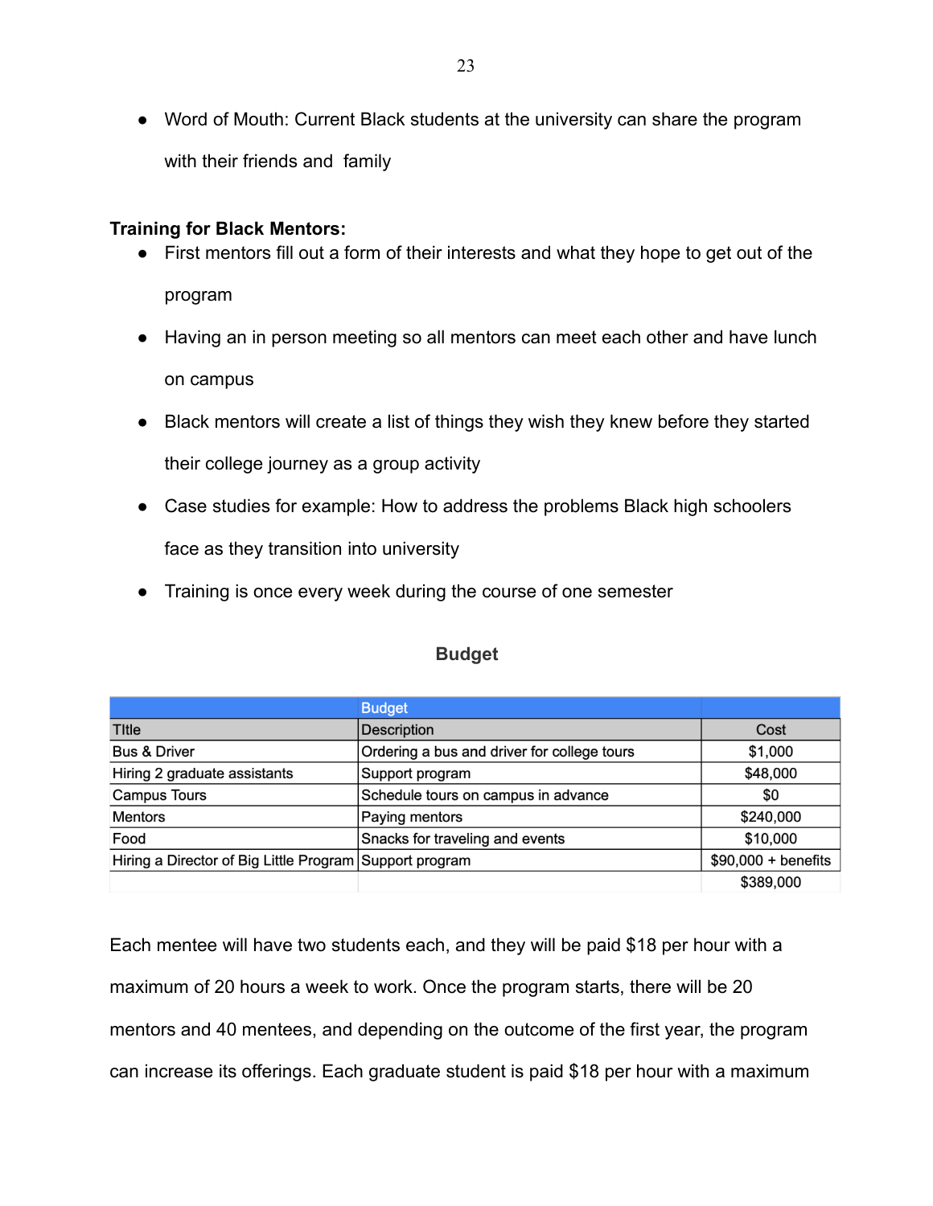- Word of Mouth: Current Black students at the university can share the program with their friends and family

**Training for Black Mentors:**

- First mentors fill out a form of their interests and what they hope to get out of the program
- Having an in person meeting so all mentors can meet each other and have lunch on campus
- Black mentors will create a list of things they wish they knew before they started their college journey as a group activity
- Case studies for example: How to address the problems Black high schoolers face as they transition into university
- Training is once every week during the course of one semester

## Budget

| | Budget | |
|---|---|---|
| TItle | Description | Cost |
| Bus & Driver | Ordering a bus and driver for college tours | $1,000 |
| Hiring 2 graduate assistants | Support program | $48,000 |
| Campus Tours | Schedule tours on campus in advance | $0 |
| Mentors | Paying mentors | $240,000 |
| Food | Snacks for traveling and events | $10,000 |
| Hiring a Director of Big Little Program | Support program | $90,000 + benefits |
| | | $389,000 |

Each mentee will have two students each, and they will be paid $18 per hour with a maximum of 20 hours a week to work. Once the program starts, there will be 20 mentors and 40 mentees, and depending on the outcome of the first year, the program can increase its offerings. Each graduate student is paid $18 per hour with a maximum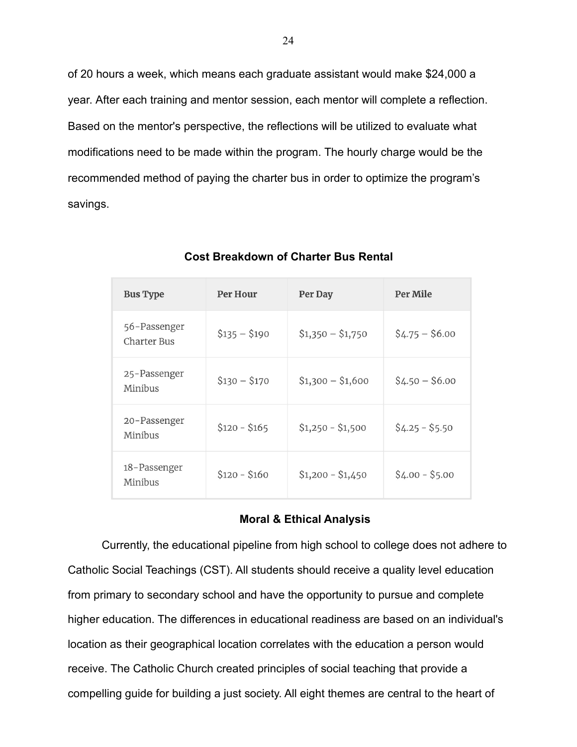of 20 hours a week, which means each graduate assistant would make $24,000 a year. After each training and mentor session, each mentor will complete a reflection. Based on the mentor's perspective, the reflections will be utilized to evaluate what modifications need to be made within the program. The hourly charge would be the recommended method of paying the charter bus in order to optimize the program's savings.

**Cost Breakdown of Charter Bus Rental**

| Bus Type | Per Hour | Per Day | Per Mile |
|---|---|---|---|
| 56-Passenger Charter Bus | $135 – $190 | $1,350 – $1,750 | $4.75 – $6.00 |
| 25-Passenger Minibus | $130 – $170 | $1,300 – $1,600 | $4.50 – $6.00 |
| 20-Passenger Minibus | $120 - $165 | $1,250 - $1,500 | $4.25 - $5.50 |
| 18-Passenger Minibus | $120 - $160 | $1,200 - $1,450 | $4.00 - $5.00 |

## Moral & Ethical Analysis

Currently, the educational pipeline from high school to college does not adhere to Catholic Social Teachings (CST). All students should receive a quality level education from primary to secondary school and have the opportunity to pursue and complete higher education. The differences in educational readiness are based on an individual's location as their geographical location correlates with the education a person would receive. The Catholic Church created principles of social teaching that provide a compelling guide for building a just society. All eight themes are central to the heart of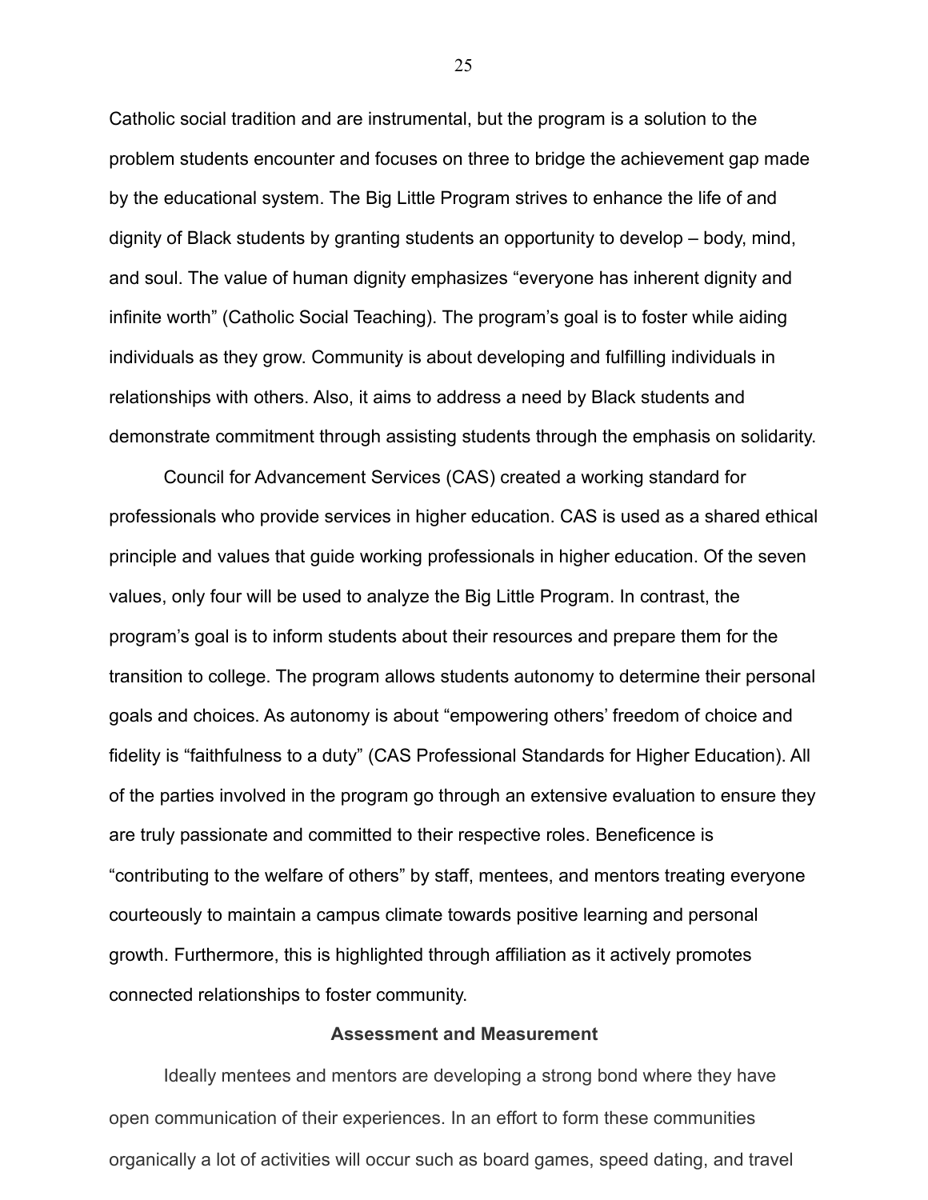Catholic social tradition and are instrumental, but the program is a solution to the problem students encounter and focuses on three to bridge the achievement gap made by the educational system. The Big Little Program strives to enhance the life of and dignity of Black students by granting students an opportunity to develop – body, mind, and soul. The value of human dignity emphasizes "everyone has inherent dignity and infinite worth" (Catholic Social Teaching). The program's goal is to foster while aiding individuals as they grow. Community is about developing and fulfilling individuals in relationships with others. Also, it aims to address a need by Black students and demonstrate commitment through assisting students through the emphasis on solidarity.

Council for Advancement Services (CAS) created a working standard for professionals who provide services in higher education. CAS is used as a shared ethical principle and values that guide working professionals in higher education. Of the seven values, only four will be used to analyze the Big Little Program. In contrast, the program's goal is to inform students about their resources and prepare them for the transition to college. The program allows students autonomy to determine their personal goals and choices. As autonomy is about "empowering others' freedom of choice and fidelity is "faithfulness to a duty" (CAS Professional Standards for Higher Education). All of the parties involved in the program go through an extensive evaluation to ensure they are truly passionate and committed to their respective roles. Beneficence is "contributing to the welfare of others" by staff, mentees, and mentors treating everyone courteously to maintain a campus climate towards positive learning and personal growth. Furthermore, this is highlighted through affiliation as it actively promotes connected relationships to foster community.

## Assessment and Measurement

Ideally mentees and mentors are developing a strong bond where they have open communication of their experiences. In an effort to form these communities organically a lot of activities will occur such as board games, speed dating, and travel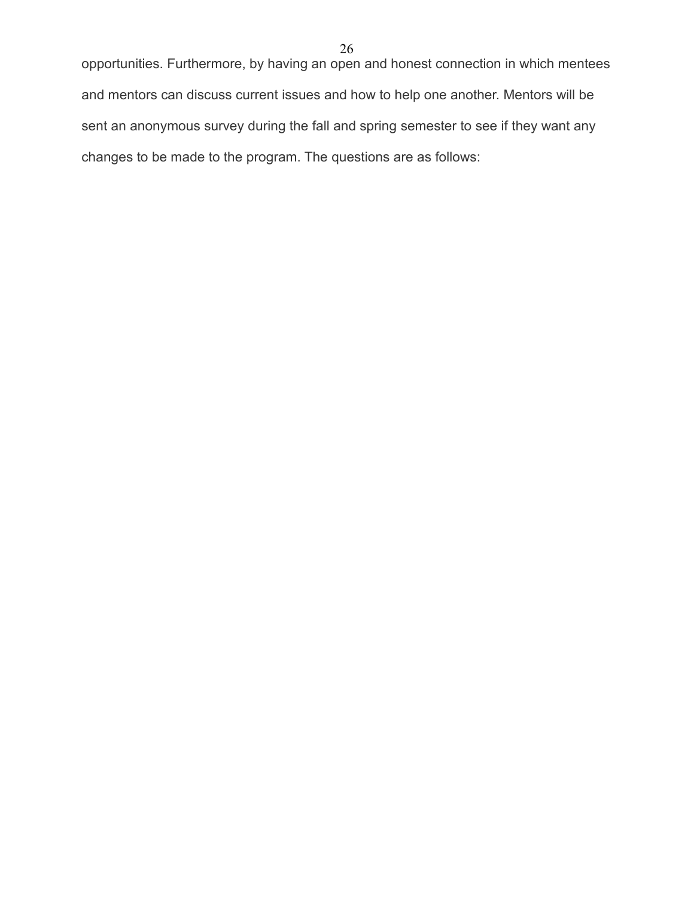opportunities. Furthermore, by having an open and honest connection in which mentees and mentors can discuss current issues and how to help one another. Mentors will be sent an anonymous survey during the fall and spring semester to see if they want any changes to be made to the program. The questions are as follows: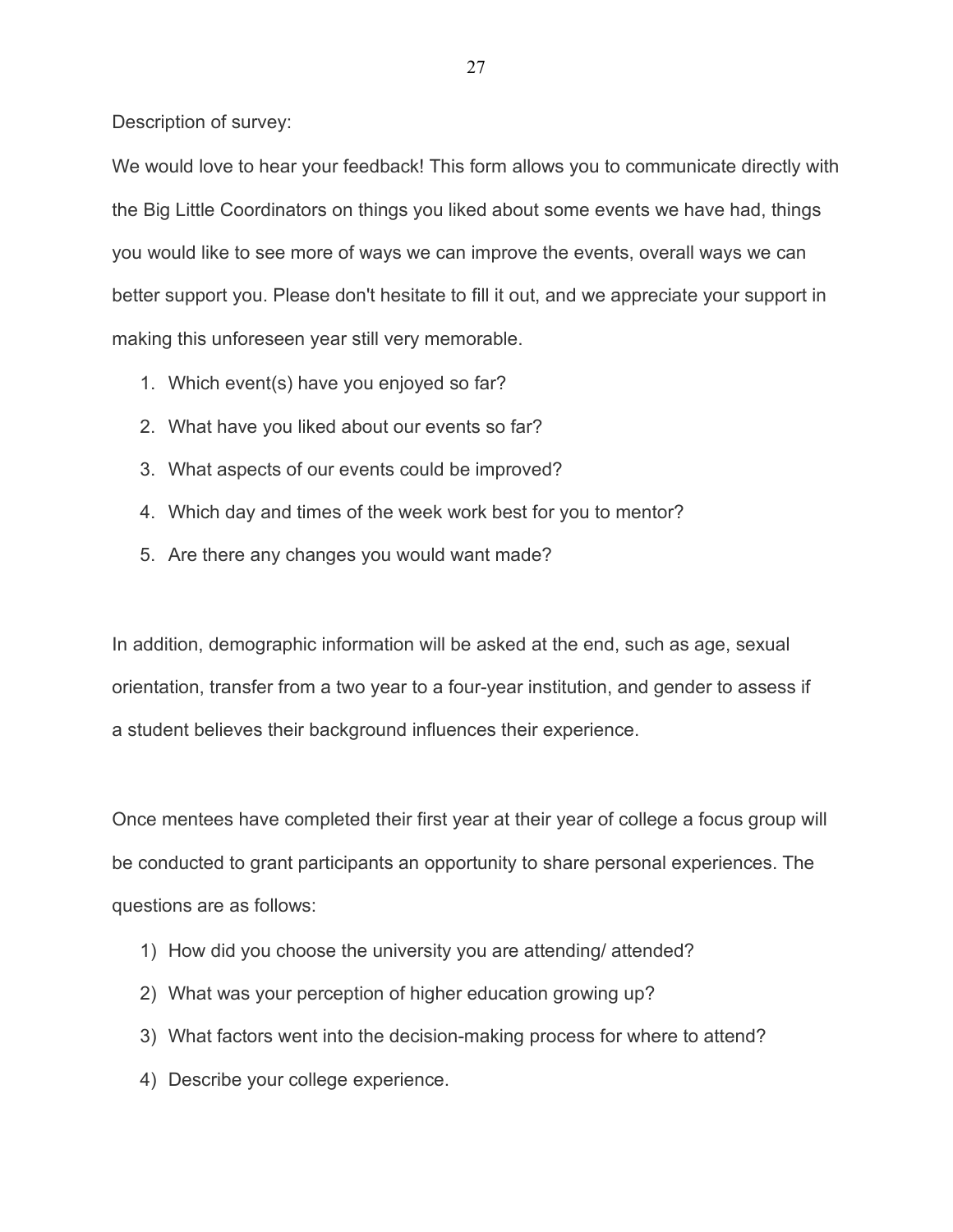Description of survey:

We would love to hear your feedback! This form allows you to communicate directly with the Big Little Coordinators on things you liked about some events we have had, things you would like to see more of ways we can improve the events, overall ways we can better support you. Please don't hesitate to fill it out, and we appreciate your support in making this unforeseen year still very memorable.

1. Which event(s) have you enjoyed so far?
2. What have you liked about our events so far?
3. What aspects of our events could be improved?
4. Which day and times of the week work best for you to mentor?
5. Are there any changes you would want made?

In addition, demographic information will be asked at the end, such as age, sexual orientation, transfer from a two year to a four-year institution, and gender to assess if a student believes their background influences their experience.

Once mentees have completed their first year at their year of college a focus group will be conducted to grant participants an opportunity to share personal experiences. The questions are as follows:

1) How did you choose the university you are attending/ attended?
2) What was your perception of higher education growing up?
3) What factors went into the decision-making process for where to attend?
4) Describe your college experience.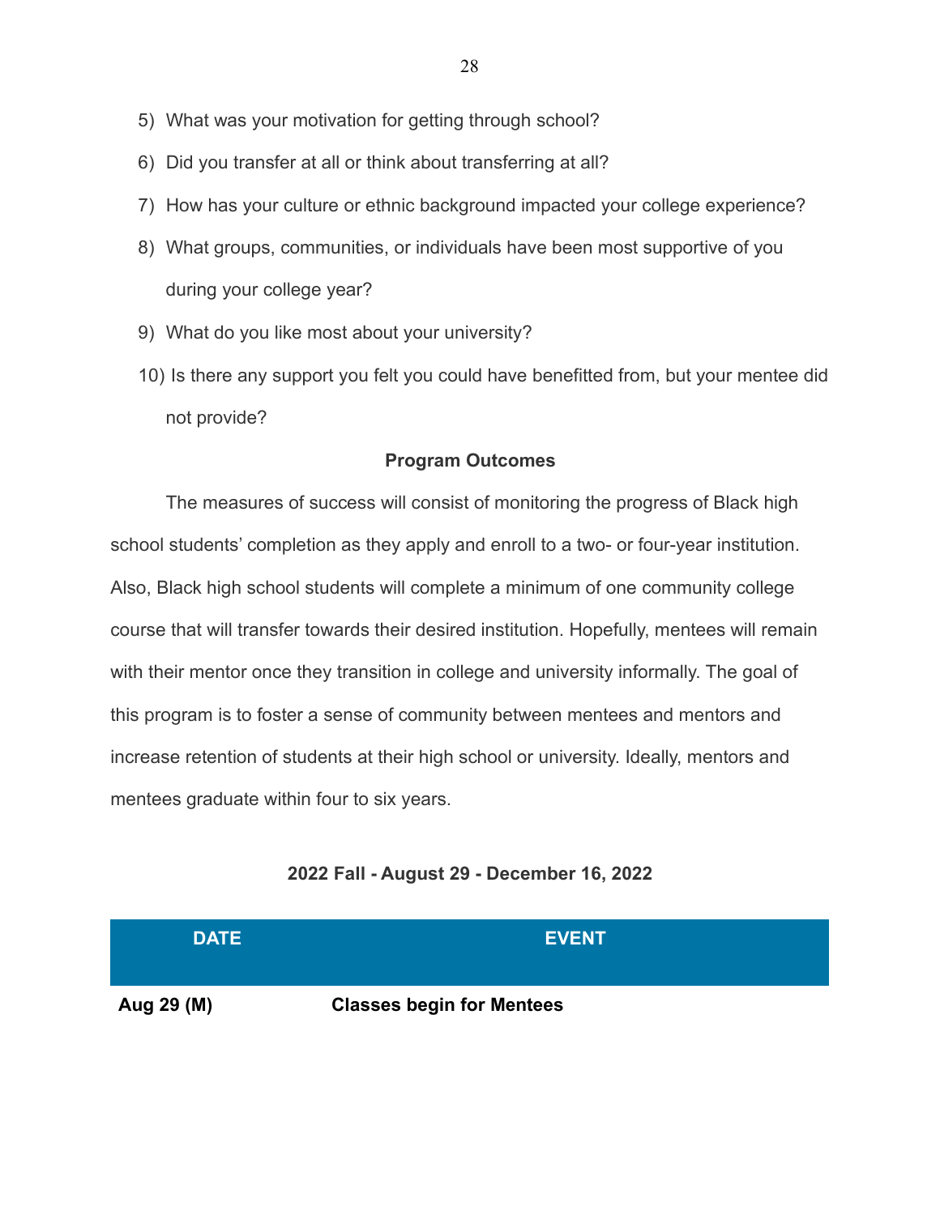5) What was your motivation for getting through school?
6) Did you transfer at all or think about transferring at all?
7) How has your culture or ethnic background impacted your college experience?
8) What groups, communities, or individuals have been most supportive of you during your college year?
9) What do you like most about your university?
10) Is there any support you felt you could have benefitted from, but your mentee did not provide?

## Program Outcomes

The measures of success will consist of monitoring the progress of Black high school students' completion as they apply and enroll to a two- or four-year institution. Also, Black high school students will complete a minimum of one community college course that will transfer towards their desired institution. Hopefully, mentees will remain with their mentor once they transition in college and university informally. The goal of this program is to foster a sense of community between mentees and mentors and increase retention of students at their high school or university. Ideally, mentors and mentees graduate within four to six years.

**2022 Fall - August 29 - December 16, 2022**

| DATE | EVENT |
|---|---|
| **Aug 29 (M)** | **Classes begin for Mentees** |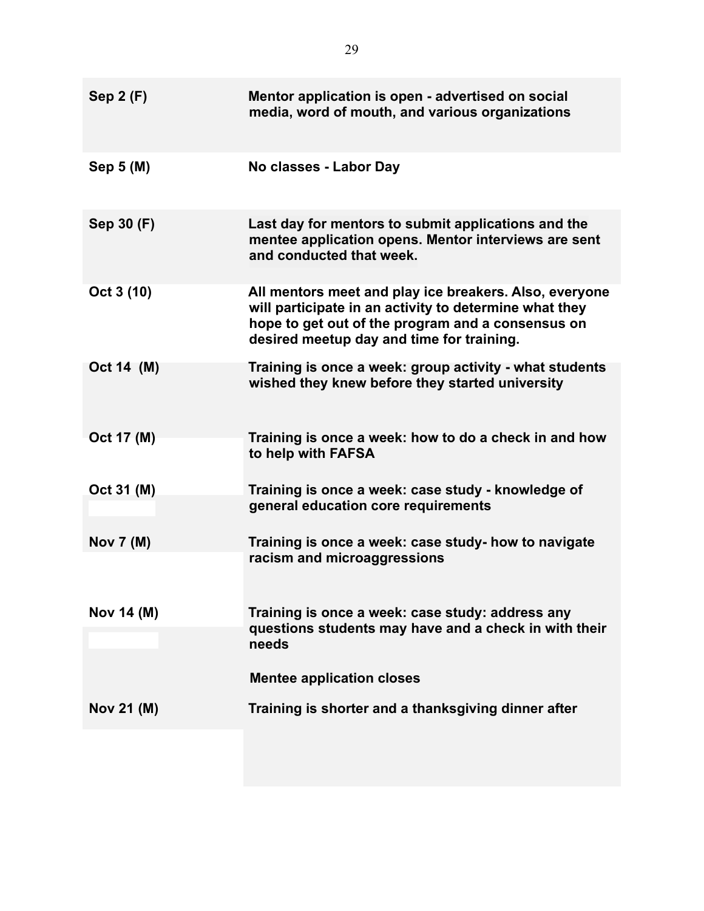| | |
|---|---|
| **Sep 2 (F)** | **Mentor application is open - advertised on social media, word of mouth, and various organizations** |
| **Sep 5 (M)** | **No classes - Labor Day** |
| **Sep 30 (F)** | **Last day for mentors to submit applications and the mentee application opens. Mentor interviews are sent and conducted that week.** |
| **Oct 3 (10)** | **All mentors meet and play ice breakers. Also, everyone will participate in an activity to determine what they hope to get out of the program and a consensus on desired meetup day and time for training.** |
| **Oct 14 (M)** | **Training is once a week: group activity - what students wished they knew before they started university** |
| **Oct 17 (M)** | **Training is once a week: how to do a check in and how to help with FAFSA** |
| **Oct 31 (M)** | **Training is once a week: case study - knowledge of general education core requirements** |
| **Nov 7 (M)** | **Training is once a week: case study- how to navigate racism and microaggressions** |
| **Nov 14 (M)** | **Training is once a week: case study: address any questions students may have and a check in with their needs**<br><br>**Mentee application closes** |
| **Nov 21 (M)** | **Training is shorter and a thanksgiving dinner after** |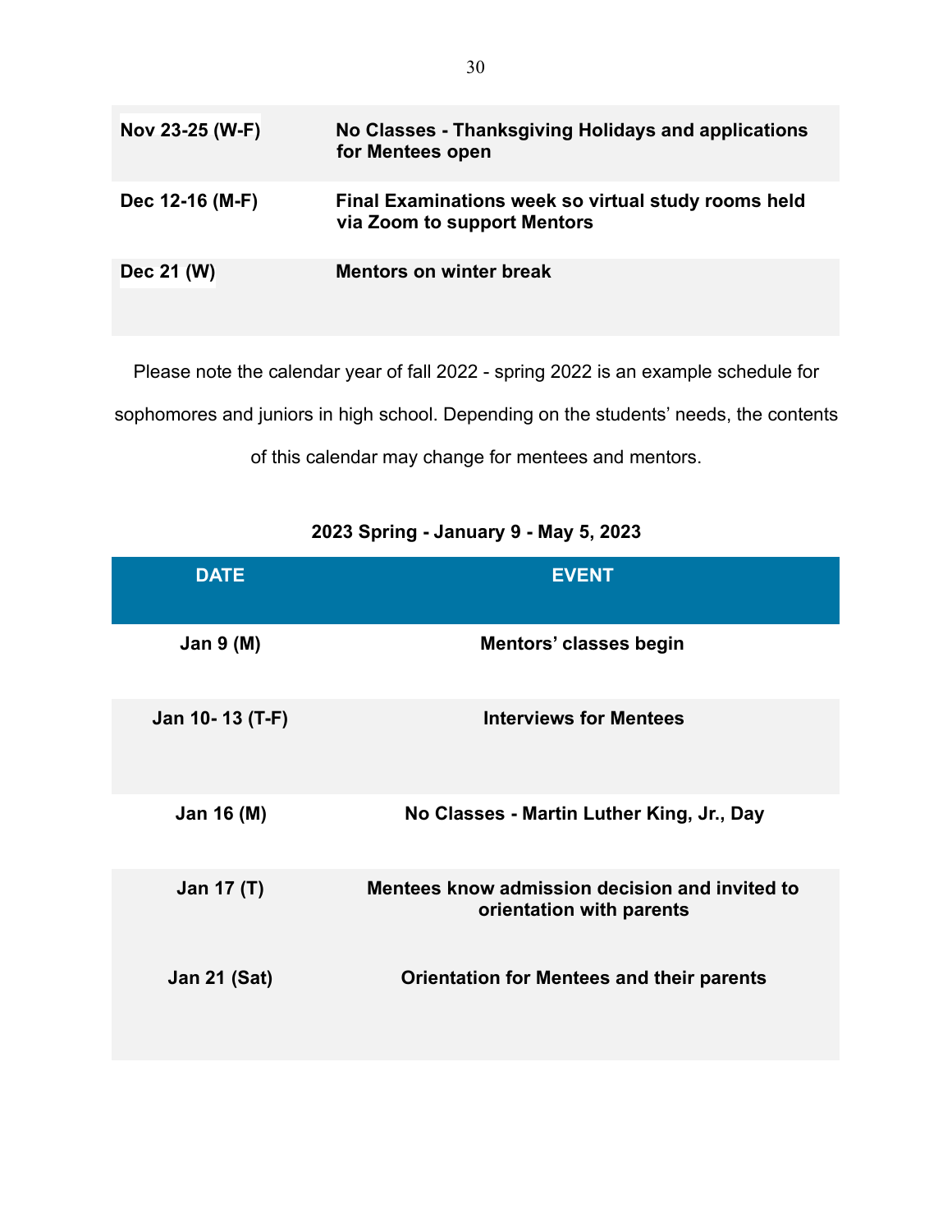| | |
|---|---|
| **Nov 23-25 (W-F)** | **No Classes - Thanksgiving Holidays and applications for Mentees open** |
| **Dec 12-16 (M-F)** | **Final Examinations week so virtual study rooms held via Zoom to support Mentors** |
| **Dec 21 (W)** | **Mentors on winter break** |

Please note the calendar year of fall 2022 - spring 2022 is an example schedule for sophomores and juniors in high school. Depending on the students' needs, the contents of this calendar may change for mentees and mentors.

**2023 Spring - January 9 - May 5, 2023**

| DATE | EVENT |
|---|---|
| **Jan 9 (M)** | **Mentors' classes begin** |
| **Jan 10- 13 (T-F)** | **Interviews for Mentees** |
| **Jan 16 (M)** | **No Classes - Martin Luther King, Jr., Day** |
| **Jan 17 (T)** | **Mentees know admission decision and invited to orientation with parents** |
| **Jan 21 (Sat)** | **Orientation for Mentees and their parents** |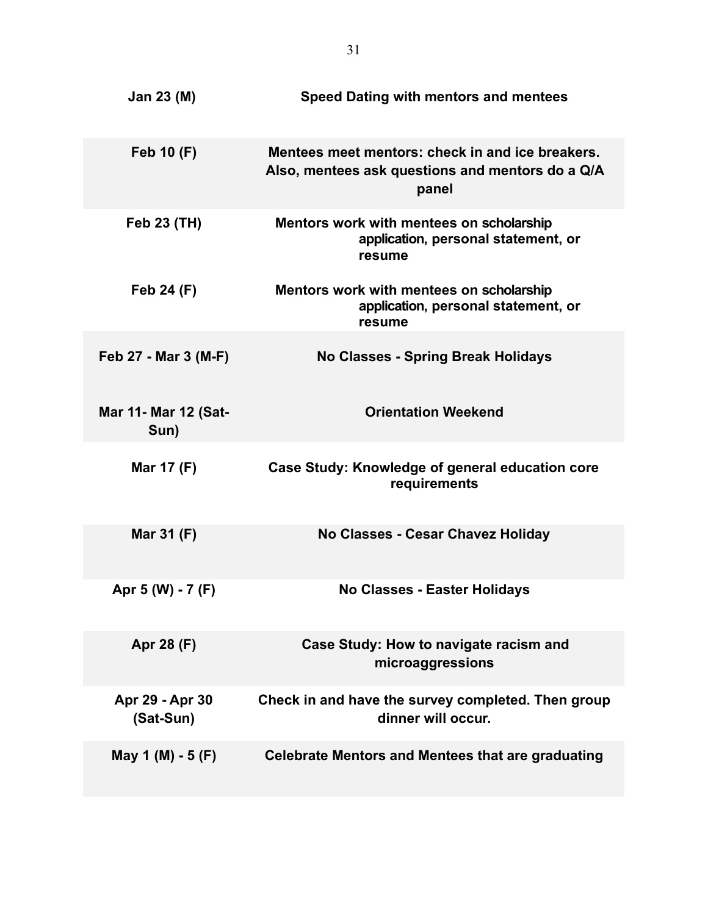| | |
|---|---|
| **Jan 23 (M)** | **Speed Dating with mentors and mentees** |
| **Feb 10 (F)** | **Mentees meet mentors: check in and ice breakers. Also, mentees ask questions and mentors do a Q/A panel** |
| **Feb 23 (TH)** | **Mentors work with mentees on scholarship application, personal statement, or resume** |
| **Feb 24 (F)** | **Mentors work with mentees on scholarship application, personal statement, or resume** |
| **Feb 27 - Mar 3 (M-F)** | **No Classes - Spring Break Holidays** |
| **Mar 11- Mar 12 (Sat-Sun)** | **Orientation Weekend** |
| **Mar 17 (F)** | **Case Study: Knowledge of general education core requirements** |
| **Mar 31 (F)** | **No Classes - Cesar Chavez Holiday** |
| **Apr 5 (W) - 7 (F)** | **No Classes - Easter Holidays** |
| **Apr 28 (F)** | **Case Study: How to navigate racism and microaggressions** |
| **Apr 29 - Apr 30 (Sat-Sun)** | **Check in and have the survey completed. Then group dinner will occur.** |
| **May 1 (M) - 5 (F)** | **Celebrate Mentors and Mentees that are graduating** |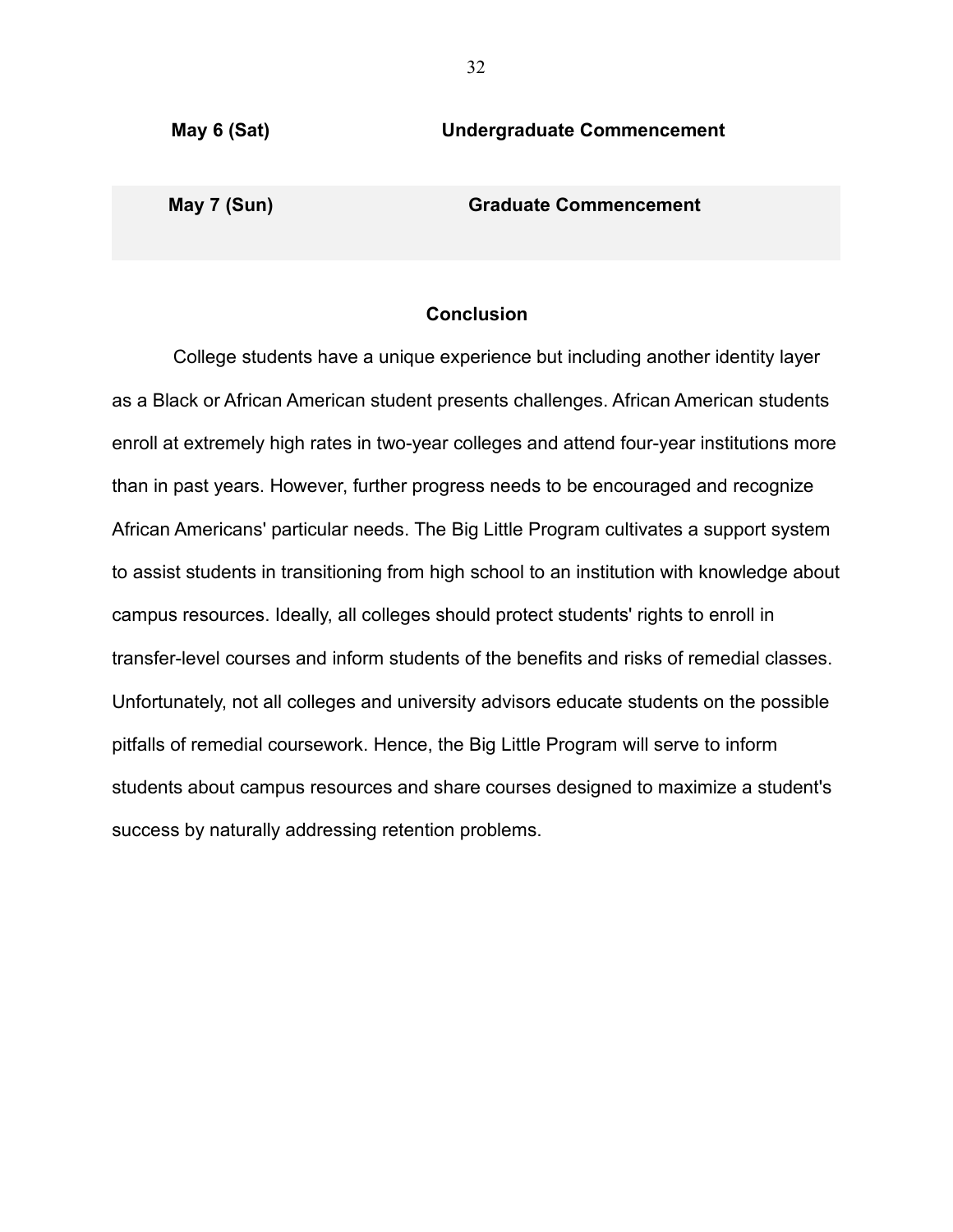| May 6 (Sat) | Undergraduate Commencement |
|---|---|
| May 7 (Sun) | Graduate Commencement |

## Conclusion

College students have a unique experience but including another identity layer as a Black or African American student presents challenges. African American students enroll at extremely high rates in two-year colleges and attend four-year institutions more than in past years. However, further progress needs to be encouraged and recognize African Americans' particular needs. The Big Little Program cultivates a support system to assist students in transitioning from high school to an institution with knowledge about campus resources. Ideally, all colleges should protect students' rights to enroll in transfer-level courses and inform students of the benefits and risks of remedial classes. Unfortunately, not all colleges and university advisors educate students on the possible pitfalls of remedial coursework. Hence, the Big Little Program will serve to inform students about campus resources and share courses designed to maximize a student's success by naturally addressing retention problems.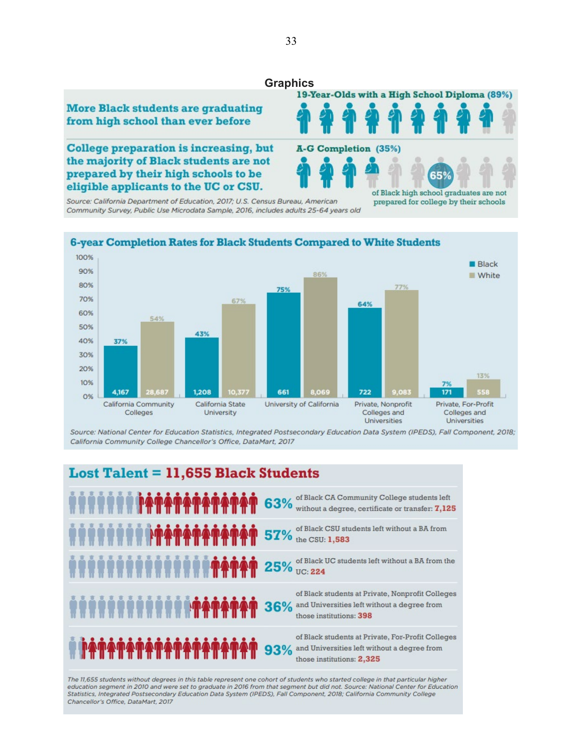### Graphics

**More Black students are graduating from high school than ever before**

**19-Year-Olds with a High School Diploma (89%)**

**College preparation is increasing, but the majority of Black students are not prepared by their high schools to be eligible applicants to the UC or CSU.**

**A-G Completion (35%)**

65% of Black high school graduates are not prepared for college by their schools

*Source: California Department of Education, 2017; U.S. Census Bureau, American Community Survey, Public Use Microdata Sample, 2016, includes adults 25-64 years old*

**6-year Completion Rates for Black Students Compared to White Students**

| Segment | Black (%) | Black (n) | White (%) | White (n) |
|---|---|---|---|---|
| California Community Colleges | 37% | 4,167 | 54% | 28,687 |
| California State University | 43% | 1,208 | 67% | 10,377 |
| University of California | 75% | 661 | 86% | 8,069 |
| Private, Nonprofit Colleges and Universities | 64% | 722 | 77% | 9,083 |
| Private, For-Profit Colleges and Universities | 7% | 171 | 13% | 558 |

*Source: National Center for Education Statistics, Integrated Postsecondary Education Data System (IPEDS), Fall Component, 2018; California Community College Chancellor's Office, DataMart, 2017*

**Lost Talent = 11,655 Black Students**

- **63%** of Black CA Community College students left without a degree, certificate or transfer: **7,125**
- **57%** of Black CSU students left without a BA from the CSU: **1,583**
- **25%** of Black UC students left without a BA from the UC: **224**
- **36%** of Black students at Private, Nonprofit Colleges and Universities left without a degree from those institutions: **398**
- **93%** of Black students at Private, For-Profit Colleges and Universities left without a degree from those institutions: **2,325**

*The 11,655 students without degrees in this table represent one cohort of students who started college in that particular higher education segment in 2010 and were set to graduate in 2016 from that segment but did not. Source: National Center for Education Statistics, Integrated Postsecondary Education Data System (IPEDS), Fall Component, 2018; California Community College Chancellor's Office, DataMart, 2017*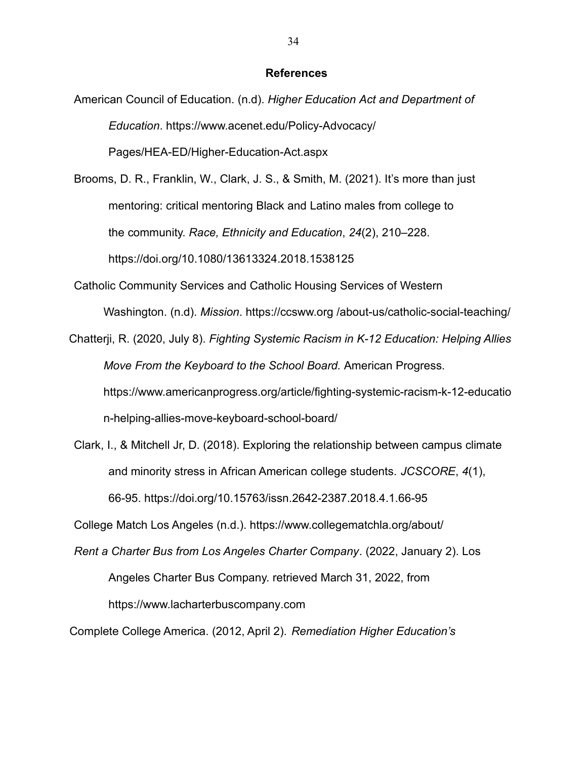## References

American Council of Education. (n.d). *Higher Education Act and Department of Education*. https://www.acenet.edu/Policy-Advocacy/ Pages/HEA-ED/Higher-Education-Act.aspx

Brooms, D. R., Franklin, W., Clark, J. S., & Smith, M. (2021). It's more than just mentoring: critical mentoring Black and Latino males from college to the community. *Race, Ethnicity and Education*, *24*(2), 210–228. https://doi.org/10.1080/13613324.2018.1538125

Catholic Community Services and Catholic Housing Services of Western Washington. (n.d). *Mission*. https://ccsww.org /about-us/catholic-social-teaching/

Chatterji, R. (2020, July 8). *Fighting Systemic Racism in K-12 Education: Helping Allies Move From the Keyboard to the School Board.* American Progress. https://www.americanprogress.org/article/fighting-systemic-racism-k-12-education-helping-allies-move-keyboard-school-board/

Clark, I., & Mitchell Jr, D. (2018). Exploring the relationship between campus climate and minority stress in African American college students. *JCSCORE*, *4*(1), 66-95. https://doi.org/10.15763/issn.2642-2387.2018.4.1.66-95

College Match Los Angeles (n.d.). https://www.collegematchla.org/about/

*Rent a Charter Bus from Los Angeles Charter Company*. (2022, January 2). Los Angeles Charter Bus Company. retrieved March 31, 2022, from https://www.lacharterbuscompany.com

Complete College America. (2012, April 2). *Remediation Higher Education's*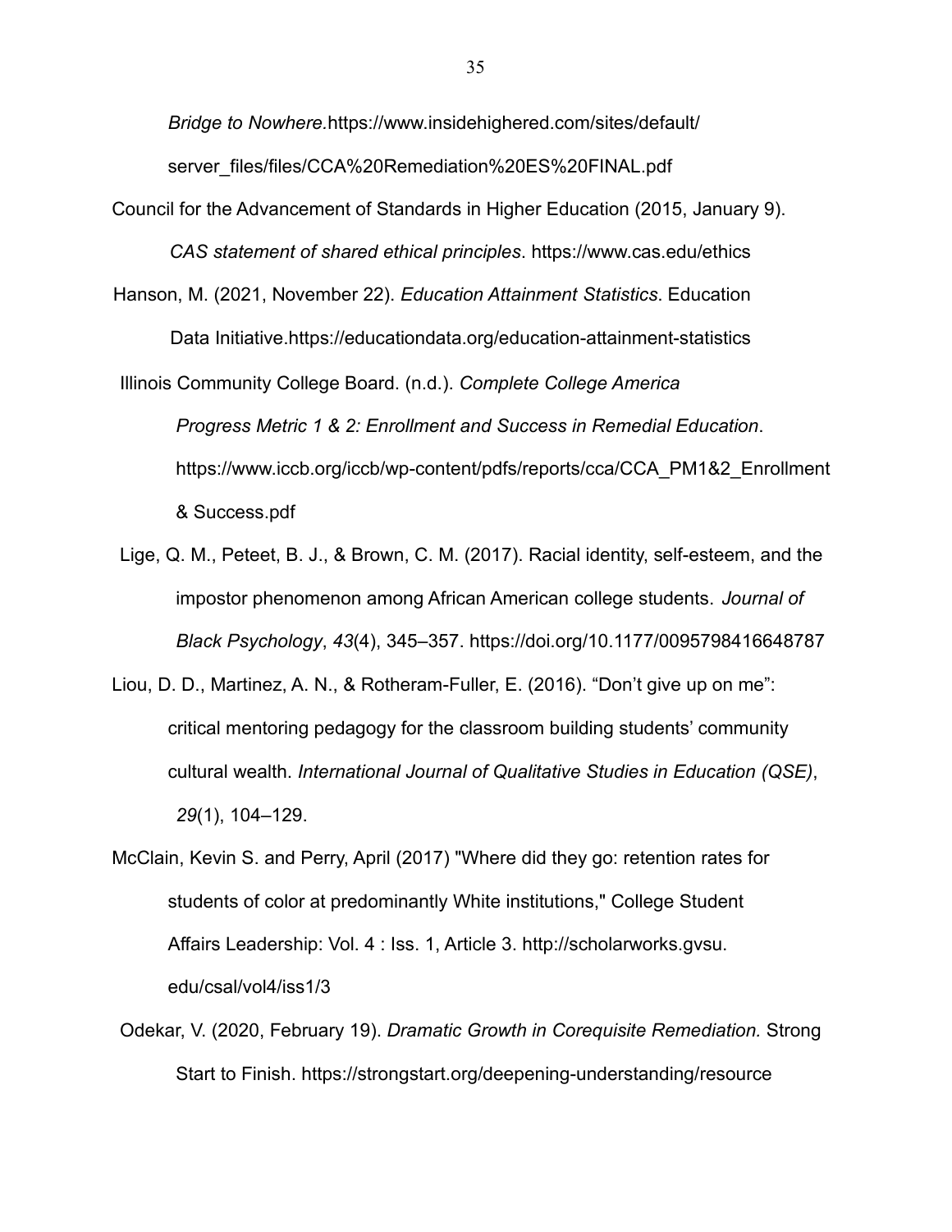*Bridge to Nowhere.*https://www.insidehighered.com/sites/default/server_files/files/CCA%20Remediation%20ES%20FINAL.pdf

Council for the Advancement of Standards in Higher Education (2015, January 9). *CAS statement of shared ethical principles*. https://www.cas.edu/ethics

Hanson, M. (2021, November 22). *Education Attainment Statistics*. Education Data Initiative.https://educationdata.org/education-attainment-statistics

Illinois Community College Board. (n.d.). *Complete College America Progress Metric 1 & 2: Enrollment and Success in Remedial Education*. https://www.iccb.org/iccb/wp-content/pdfs/reports/cca/CCA_PM1&2_Enrollment & Success.pdf

Lige, Q. M., Peteet, B. J., & Brown, C. M. (2017). Racial identity, self-esteem, and the impostor phenomenon among African American college students. *Journal of Black Psychology*, *43*(4), 345–357. https://doi.org/10.1177/0095798416648787

Liou, D. D., Martinez, A. N., & Rotheram-Fuller, E. (2016). "Don't give up on me": critical mentoring pedagogy for the classroom building students' community cultural wealth. *International Journal of Qualitative Studies in Education (QSE)*, *29*(1), 104–129.

McClain, Kevin S. and Perry, April (2017) "Where did they go: retention rates for students of color at predominantly White institutions," College Student Affairs Leadership: Vol. 4 : Iss. 1, Article 3. http://scholarworks.gvsu.edu/csal/vol4/iss1/3

Odekar, V. (2020, February 19). *Dramatic Growth in Corequisite Remediation.* Strong Start to Finish. https://strongstart.org/deepening-understanding/resource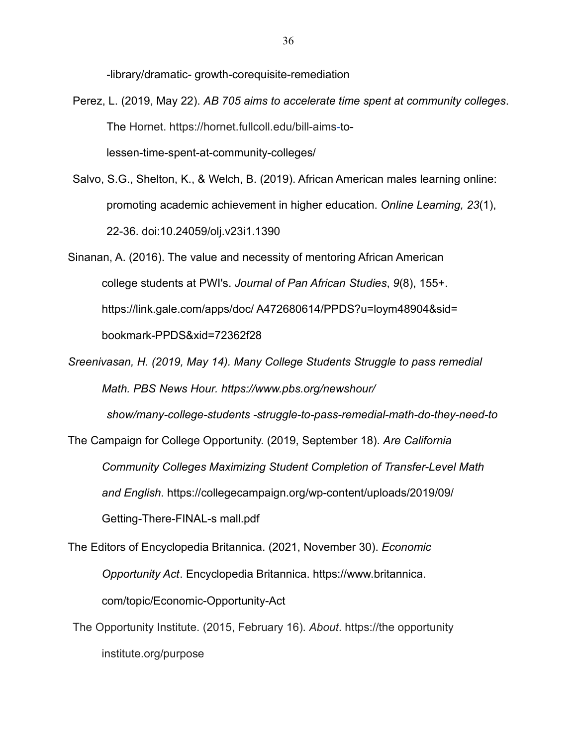-library/dramatic- growth-corequisite-remediation

Perez, L. (2019, May 22). *AB 705 aims to accelerate time spent at community colleges*. The Hornet. https://hornet.fullcoll.edu/bill-aims-to-lessen-time-spent-at-community-colleges/

Salvo, S.G., Shelton, K., & Welch, B. (2019). African American males learning online: promoting academic achievement in higher education. *Online Learning, 23*(1), 22-36. doi:10.24059/olj.v23i1.1390

Sinanan, A. (2016). The value and necessity of mentoring African American college students at PWI's. *Journal of Pan African Studies*, *9*(8), 155+. https://link.gale.com/apps/doc/ A472680614/PPDS?u=loym48904&sid= bookmark-PPDS&xid=72362f28

*Sreenivasan, H. (2019, May 14). Many College Students Struggle to pass remedial Math. PBS News Hour. https://www.pbs.org/newshour/ show/many-college-students -struggle-to-pass-remedial-math-do-they-need-to*

The Campaign for College Opportunity. (2019, September 18). *Are California Community Colleges Maximizing Student Completion of Transfer-Level Math and English*. https://collegecampaign.org/wp-content/uploads/2019/09/ Getting-There-FINAL-s mall.pdf

The Editors of Encyclopedia Britannica. (2021, November 30). *Economic Opportunity Act*. Encyclopedia Britannica. https://www.britannica. com/topic/Economic-Opportunity-Act

The Opportunity Institute. (2015, February 16). *About*. https://the opportunity institute.org/purpose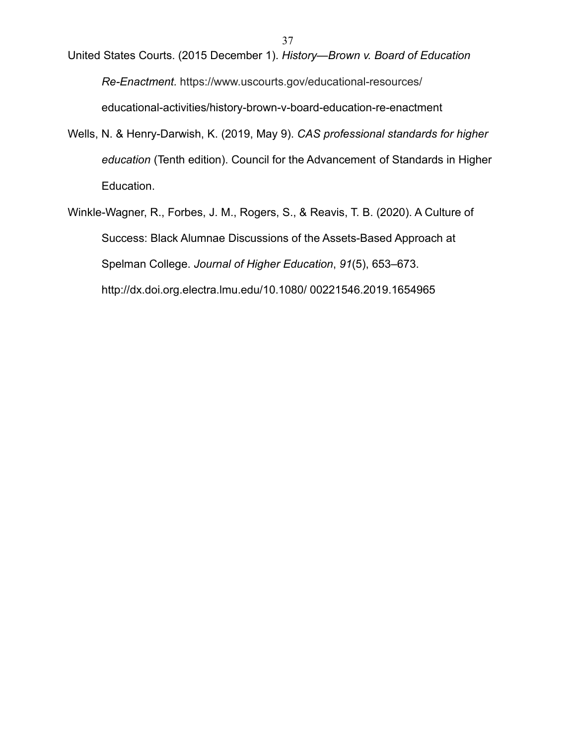United States Courts. (2015 December 1). *History—Brown v. Board of Education Re-Enactment.* https://www.uscourts.gov/educational-resources/educational-activities/history-brown-v-board-education-re-enactment

Wells, N. & Henry-Darwish, K. (2019, May 9). *CAS professional standards for higher education* (Tenth edition). Council for the Advancement of Standards in Higher Education.

Winkle-Wagner, R., Forbes, J. M., Rogers, S., & Reavis, T. B. (2020). A Culture of Success: Black Alumnae Discussions of the Assets-Based Approach at Spelman College. *Journal of Higher Education*, *91*(5), 653–673. http://dx.doi.org.electra.lmu.edu/10.1080/ 00221546.2019.1654965